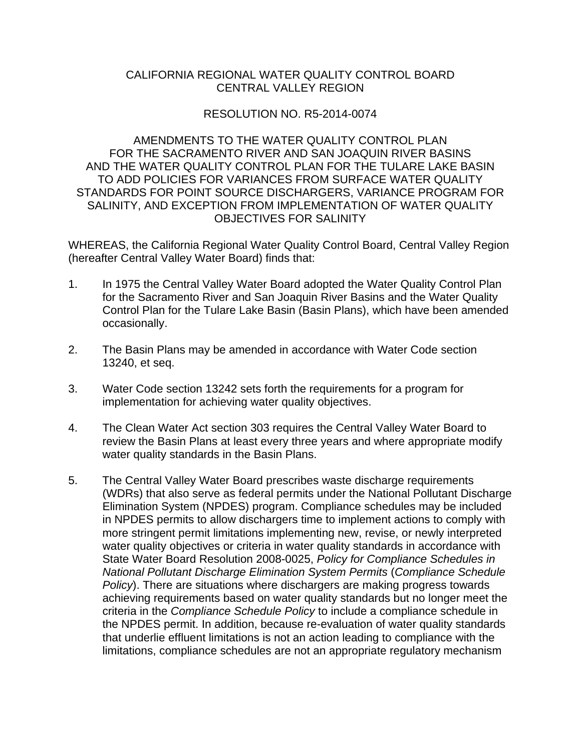CALIFORNIA REGIONAL WATER QUALITY CONTROL BOARD
CENTRAL VALLEY REGION

RESOLUTION NO. R5-2014-0074

AMENDMENTS TO THE WATER QUALITY CONTROL PLAN FOR THE SACRAMENTO RIVER AND SAN JOAQUIN RIVER BASINS AND THE WATER QUALITY CONTROL PLAN FOR THE TULARE LAKE BASIN TO ADD POLICIES FOR VARIANCES FROM SURFACE WATER QUALITY STANDARDS FOR POINT SOURCE DISCHARGERS, VARIANCE PROGRAM FOR SALINITY, AND EXCEPTION FROM IMPLEMENTATION OF WATER QUALITY OBJECTIVES FOR SALINITY

WHEREAS, the California Regional Water Quality Control Board, Central Valley Region (hereafter Central Valley Water Board) finds that:

1. In 1975 the Central Valley Water Board adopted the Water Quality Control Plan for the Sacramento River and San Joaquin River Basins and the Water Quality Control Plan for the Tulare Lake Basin (Basin Plans), which have been amended occasionally.

2. The Basin Plans may be amended in accordance with Water Code section 13240, et seq.

3. Water Code section 13242 sets forth the requirements for a program for implementation for achieving water quality objectives.

4. The Clean Water Act section 303 requires the Central Valley Water Board to review the Basin Plans at least every three years and where appropriate modify water quality standards in the Basin Plans.

5. The Central Valley Water Board prescribes waste discharge requirements (WDRs) that also serve as federal permits under the National Pollutant Discharge Elimination System (NPDES) program. Compliance schedules may be included in NPDES permits to allow dischargers time to implement actions to comply with more stringent permit limitations implementing new, revise, or newly interpreted water quality objectives or criteria in water quality standards in accordance with State Water Board Resolution 2008-0025, *Policy for Compliance Schedules in National Pollutant Discharge Elimination System Permits* (*Compliance Schedule Policy*). There are situations where dischargers are making progress towards achieving requirements based on water quality standards but no longer meet the criteria in the *Compliance Schedule Policy* to include a compliance schedule in the NPDES permit. In addition, because re-evaluation of water quality standards that underlie effluent limitations is not an action leading to compliance with the limitations, compliance schedules are not an appropriate regulatory mechanism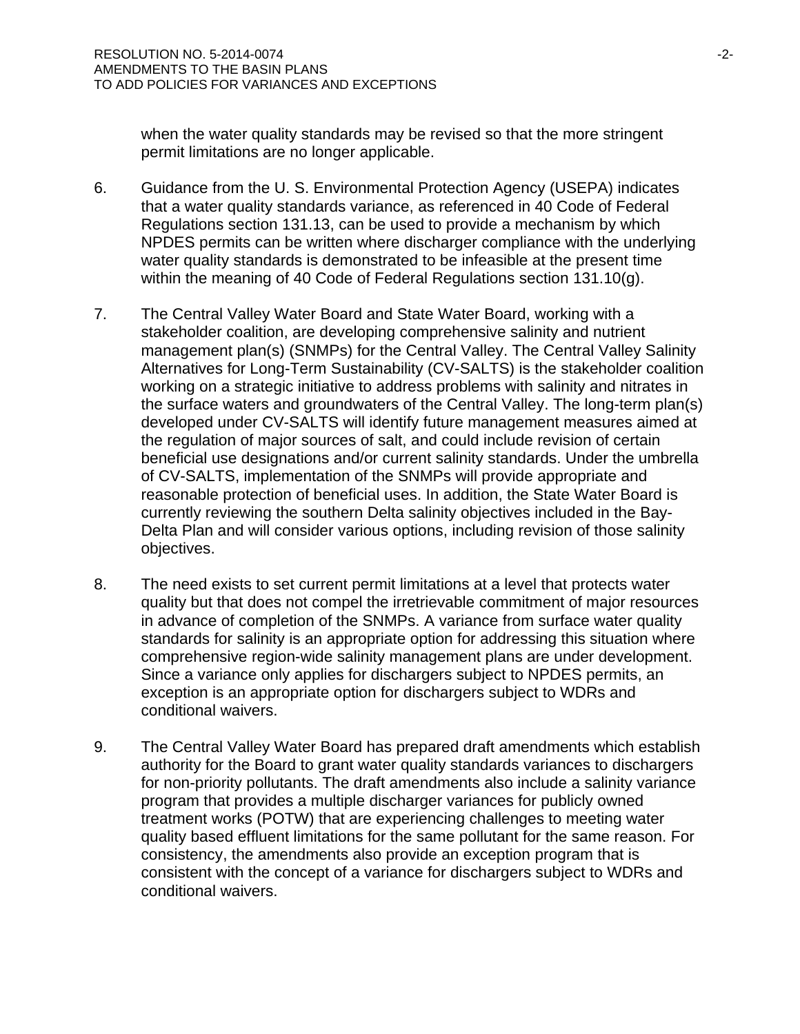when the water quality standards may be revised so that the more stringent permit limitations are no longer applicable.

6. Guidance from the U. S. Environmental Protection Agency (USEPA) indicates that a water quality standards variance, as referenced in 40 Code of Federal Regulations section 131.13, can be used to provide a mechanism by which NPDES permits can be written where discharger compliance with the underlying water quality standards is demonstrated to be infeasible at the present time within the meaning of 40 Code of Federal Regulations section 131.10(g).

7. The Central Valley Water Board and State Water Board, working with a stakeholder coalition, are developing comprehensive salinity and nutrient management plan(s) (SNMPs) for the Central Valley. The Central Valley Salinity Alternatives for Long-Term Sustainability (CV-SALTS) is the stakeholder coalition working on a strategic initiative to address problems with salinity and nitrates in the surface waters and groundwaters of the Central Valley. The long-term plan(s) developed under CV-SALTS will identify future management measures aimed at the regulation of major sources of salt, and could include revision of certain beneficial use designations and/or current salinity standards. Under the umbrella of CV-SALTS, implementation of the SNMPs will provide appropriate and reasonable protection of beneficial uses. In addition, the State Water Board is currently reviewing the southern Delta salinity objectives included in the Bay-Delta Plan and will consider various options, including revision of those salinity objectives.

8. The need exists to set current permit limitations at a level that protects water quality but that does not compel the irretrievable commitment of major resources in advance of completion of the SNMPs. A variance from surface water quality standards for salinity is an appropriate option for addressing this situation where comprehensive region-wide salinity management plans are under development. Since a variance only applies for dischargers subject to NPDES permits, an exception is an appropriate option for dischargers subject to WDRs and conditional waivers.

9. The Central Valley Water Board has prepared draft amendments which establish authority for the Board to grant water quality standards variances to dischargers for non-priority pollutants. The draft amendments also include a salinity variance program that provides a multiple discharger variances for publicly owned treatment works (POTW) that are experiencing challenges to meeting water quality based effluent limitations for the same pollutant for the same reason. For consistency, the amendments also provide an exception program that is consistent with the concept of a variance for dischargers subject to WDRs and conditional waivers.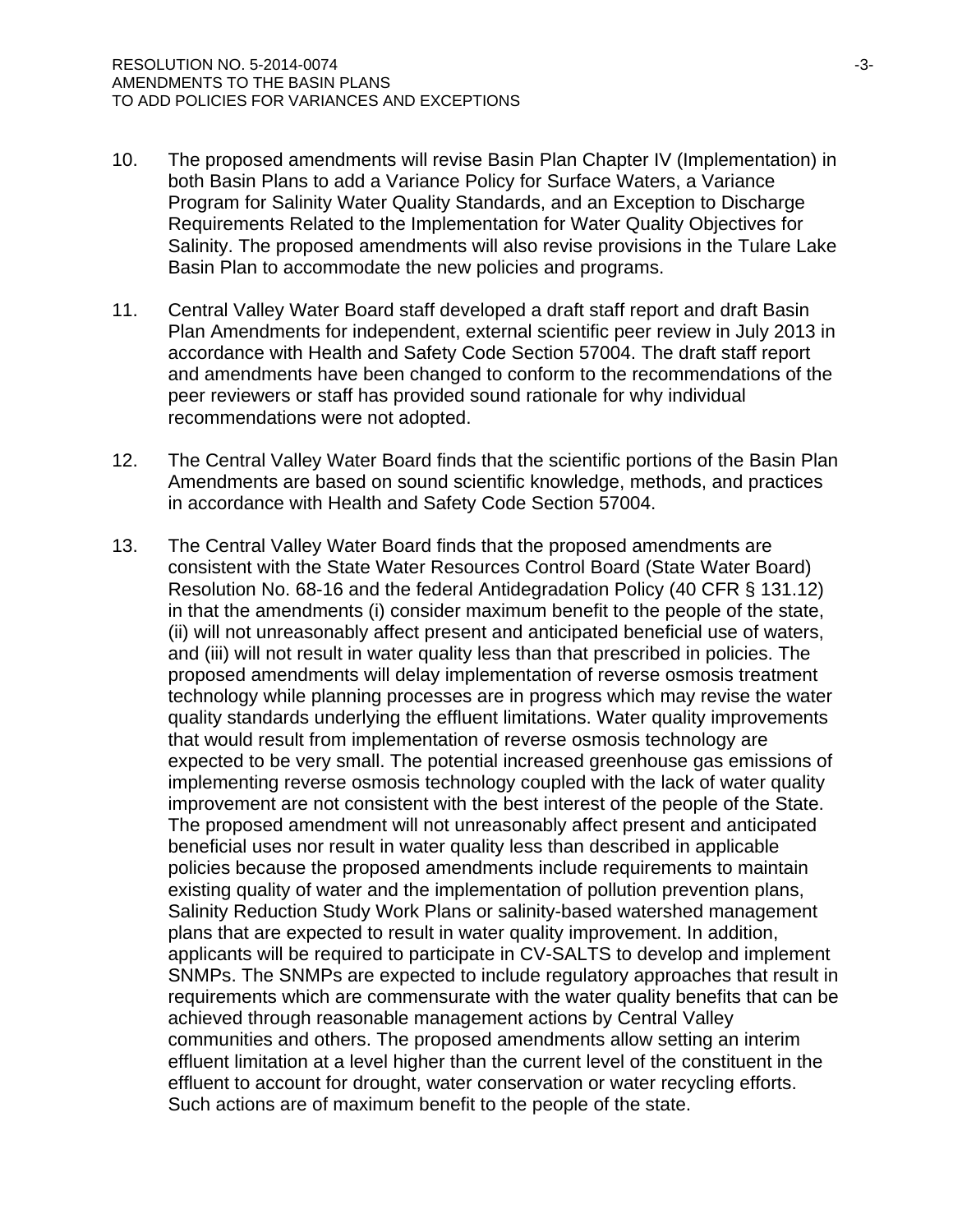10. The proposed amendments will revise Basin Plan Chapter IV (Implementation) in both Basin Plans to add a Variance Policy for Surface Waters, a Variance Program for Salinity Water Quality Standards, and an Exception to Discharge Requirements Related to the Implementation for Water Quality Objectives for Salinity. The proposed amendments will also revise provisions in the Tulare Lake Basin Plan to accommodate the new policies and programs.

11. Central Valley Water Board staff developed a draft staff report and draft Basin Plan Amendments for independent, external scientific peer review in July 2013 in accordance with Health and Safety Code Section 57004. The draft staff report and amendments have been changed to conform to the recommendations of the peer reviewers or staff has provided sound rationale for why individual recommendations were not adopted.

12. The Central Valley Water Board finds that the scientific portions of the Basin Plan Amendments are based on sound scientific knowledge, methods, and practices in accordance with Health and Safety Code Section 57004.

13. The Central Valley Water Board finds that the proposed amendments are consistent with the State Water Resources Control Board (State Water Board) Resolution No. 68-16 and the federal Antidegradation Policy (40 CFR § 131.12) in that the amendments (i) consider maximum benefit to the people of the state, (ii) will not unreasonably affect present and anticipated beneficial use of waters, and (iii) will not result in water quality less than that prescribed in policies. The proposed amendments will delay implementation of reverse osmosis treatment technology while planning processes are in progress which may revise the water quality standards underlying the effluent limitations. Water quality improvements that would result from implementation of reverse osmosis technology are expected to be very small. The potential increased greenhouse gas emissions of implementing reverse osmosis technology coupled with the lack of water quality improvement are not consistent with the best interest of the people of the State. The proposed amendment will not unreasonably affect present and anticipated beneficial uses nor result in water quality less than described in applicable policies because the proposed amendments include requirements to maintain existing quality of water and the implementation of pollution prevention plans, Salinity Reduction Study Work Plans or salinity-based watershed management plans that are expected to result in water quality improvement. In addition, applicants will be required to participate in CV-SALTS to develop and implement SNMPs. The SNMPs are expected to include regulatory approaches that result in requirements which are commensurate with the water quality benefits that can be achieved through reasonable management actions by Central Valley communities and others. The proposed amendments allow setting an interim effluent limitation at a level higher than the current level of the constituent in the effluent to account for drought, water conservation or water recycling efforts. Such actions are of maximum benefit to the people of the state.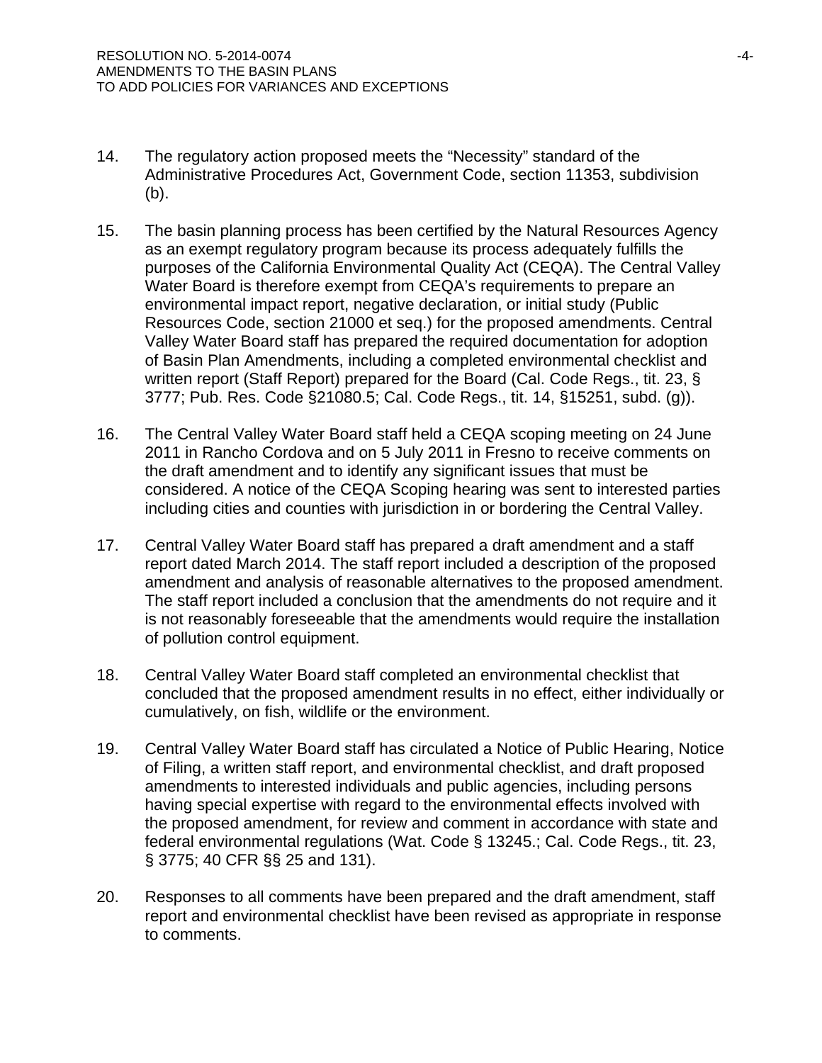14. The regulatory action proposed meets the “Necessity” standard of the Administrative Procedures Act, Government Code, section 11353, subdivision (b).

15. The basin planning process has been certified by the Natural Resources Agency as an exempt regulatory program because its process adequately fulfills the purposes of the California Environmental Quality Act (CEQA). The Central Valley Water Board is therefore exempt from CEQA’s requirements to prepare an environmental impact report, negative declaration, or initial study (Public Resources Code, section 21000 et seq.) for the proposed amendments. Central Valley Water Board staff has prepared the required documentation for adoption of Basin Plan Amendments, including a completed environmental checklist and written report (Staff Report) prepared for the Board (Cal. Code Regs., tit. 23, § 3777; Pub. Res. Code §21080.5; Cal. Code Regs., tit. 14, §15251, subd. (g)).

16. The Central Valley Water Board staff held a CEQA scoping meeting on 24 June 2011 in Rancho Cordova and on 5 July 2011 in Fresno to receive comments on the draft amendment and to identify any significant issues that must be considered. A notice of the CEQA Scoping hearing was sent to interested parties including cities and counties with jurisdiction in or bordering the Central Valley.

17. Central Valley Water Board staff has prepared a draft amendment and a staff report dated March 2014. The staff report included a description of the proposed amendment and analysis of reasonable alternatives to the proposed amendment. The staff report included a conclusion that the amendments do not require and it is not reasonably foreseeable that the amendments would require the installation of pollution control equipment.

18. Central Valley Water Board staff completed an environmental checklist that concluded that the proposed amendment results in no effect, either individually or cumulatively, on fish, wildlife or the environment.

19. Central Valley Water Board staff has circulated a Notice of Public Hearing, Notice of Filing, a written staff report, and environmental checklist, and draft proposed amendments to interested individuals and public agencies, including persons having special expertise with regard to the environmental effects involved with the proposed amendment, for review and comment in accordance with state and federal environmental regulations (Wat. Code § 13245.; Cal. Code Regs., tit. 23, § 3775; 40 CFR §§ 25 and 131).

20. Responses to all comments have been prepared and the draft amendment, staff report and environmental checklist have been revised as appropriate in response to comments.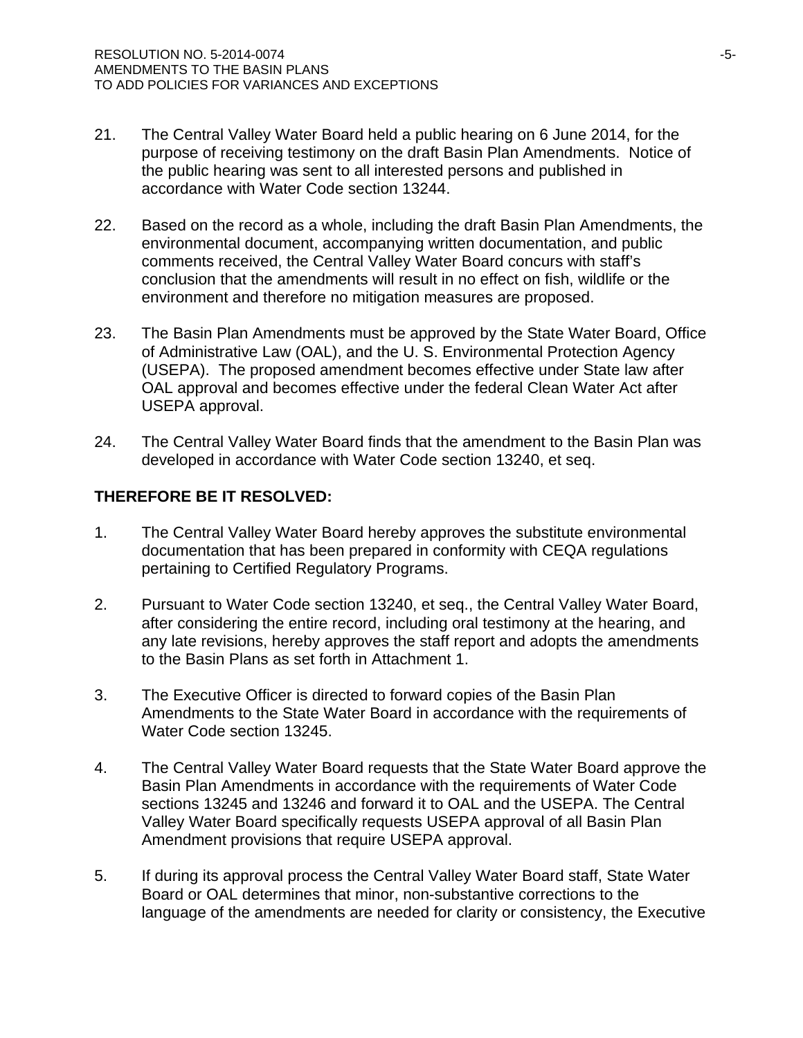21. The Central Valley Water Board held a public hearing on 6 June 2014, for the purpose of receiving testimony on the draft Basin Plan Amendments. Notice of the public hearing was sent to all interested persons and published in accordance with Water Code section 13244.

22. Based on the record as a whole, including the draft Basin Plan Amendments, the environmental document, accompanying written documentation, and public comments received, the Central Valley Water Board concurs with staff's conclusion that the amendments will result in no effect on fish, wildlife or the environment and therefore no mitigation measures are proposed.

23. The Basin Plan Amendments must be approved by the State Water Board, Office of Administrative Law (OAL), and the U. S. Environmental Protection Agency (USEPA). The proposed amendment becomes effective under State law after OAL approval and becomes effective under the federal Clean Water Act after USEPA approval.

24. The Central Valley Water Board finds that the amendment to the Basin Plan was developed in accordance with Water Code section 13240, et seq.

**THEREFORE BE IT RESOLVED:**

1. The Central Valley Water Board hereby approves the substitute environmental documentation that has been prepared in conformity with CEQA regulations pertaining to Certified Regulatory Programs.

2. Pursuant to Water Code section 13240, et seq., the Central Valley Water Board, after considering the entire record, including oral testimony at the hearing, and any late revisions, hereby approves the staff report and adopts the amendments to the Basin Plans as set forth in Attachment 1.

3. The Executive Officer is directed to forward copies of the Basin Plan Amendments to the State Water Board in accordance with the requirements of Water Code section 13245.

4. The Central Valley Water Board requests that the State Water Board approve the Basin Plan Amendments in accordance with the requirements of Water Code sections 13245 and 13246 and forward it to OAL and the USEPA. The Central Valley Water Board specifically requests USEPA approval of all Basin Plan Amendment provisions that require USEPA approval.

5. If during its approval process the Central Valley Water Board staff, State Water Board or OAL determines that minor, non-substantive corrections to the language of the amendments are needed for clarity or consistency, the Executive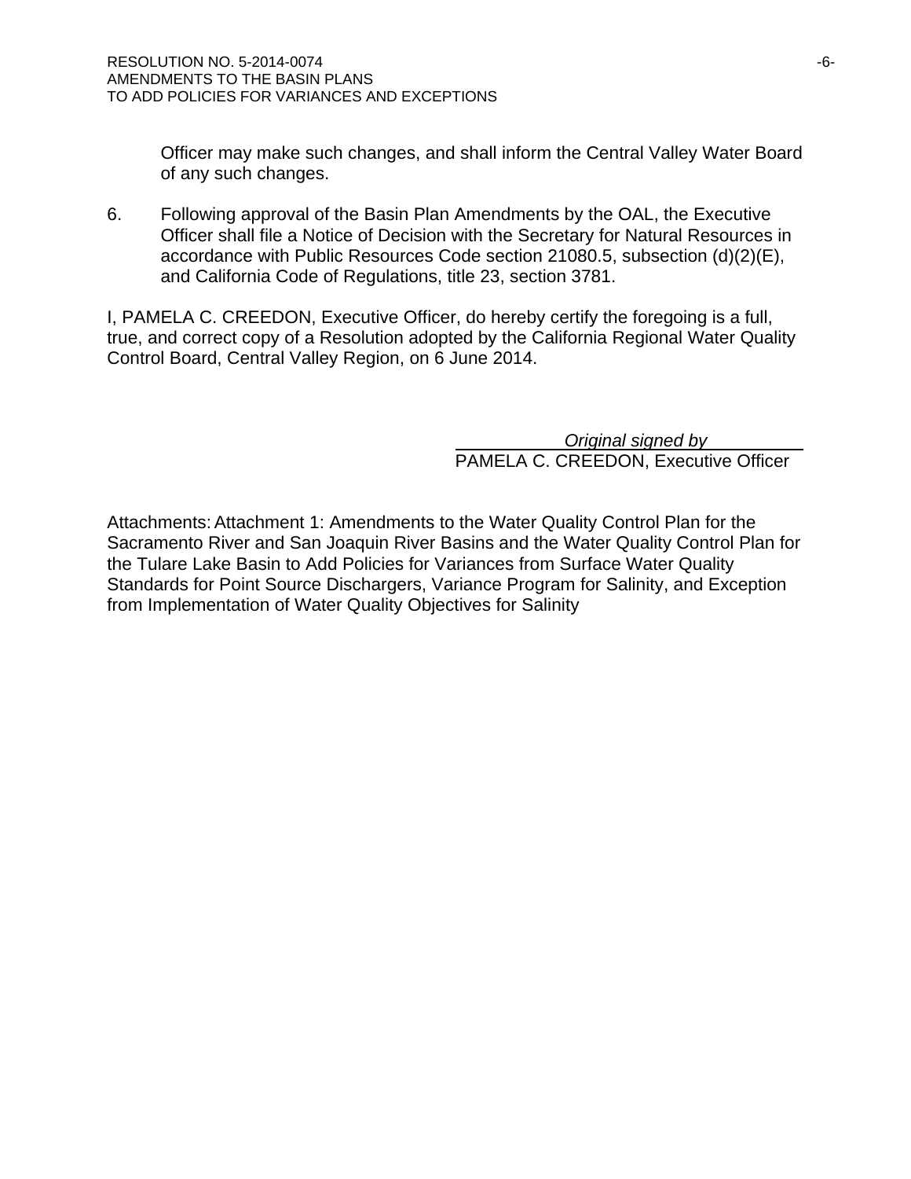Officer may make such changes, and shall inform the Central Valley Water Board of any such changes.

6. Following approval of the Basin Plan Amendments by the OAL, the Executive Officer shall file a Notice of Decision with the Secretary for Natural Resources in accordance with Public Resources Code section 21080.5, subsection (d)(2)(E), and California Code of Regulations, title 23, section 3781.

I, PAMELA C. CREEDON, Executive Officer, do hereby certify the foregoing is a full, true, and correct copy of a Resolution adopted by the California Regional Water Quality Control Board, Central Valley Region, on 6 June 2014.

*Original signed by*
PAMELA C. CREEDON, Executive Officer

Attachments: Attachment 1: Amendments to the Water Quality Control Plan for the Sacramento River and San Joaquin River Basins and the Water Quality Control Plan for the Tulare Lake Basin to Add Policies for Variances from Surface Water Quality Standards for Point Source Dischargers, Variance Program for Salinity, and Exception from Implementation of Water Quality Objectives for Salinity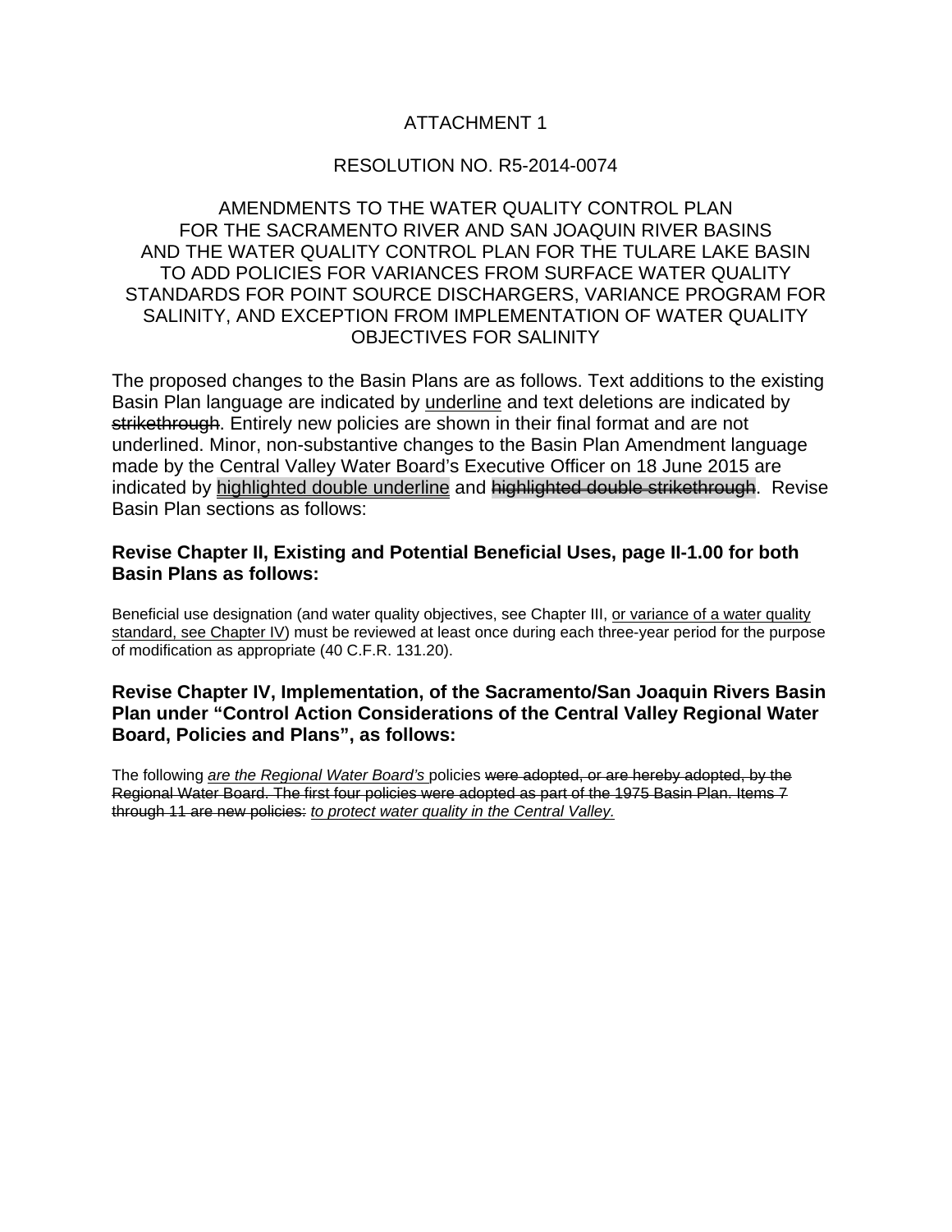ATTACHMENT 1

RESOLUTION NO. R5-2014-0074

AMENDMENTS TO THE WATER QUALITY CONTROL PLAN FOR THE SACRAMENTO RIVER AND SAN JOAQUIN RIVER BASINS AND THE WATER QUALITY CONTROL PLAN FOR THE TULARE LAKE BASIN TO ADD POLICIES FOR VARIANCES FROM SURFACE WATER QUALITY STANDARDS FOR POINT SOURCE DISCHARGERS, VARIANCE PROGRAM FOR SALINITY, AND EXCEPTION FROM IMPLEMENTATION OF WATER QUALITY OBJECTIVES FOR SALINITY

The proposed changes to the Basin Plans are as follows. Text additions to the existing Basin Plan language are indicated by <u>underline</u> and text deletions are indicated by ~~strikethrough~~. Entirely new policies are shown in their final format and are not underlined. Minor, non-substantive changes to the Basin Plan Amendment language made by the Central Valley Water Board's Executive Officer on 18 June 2015 are indicated by <u>highlighted double underline</u> and ~~highlighted double strikethrough~~. Revise Basin Plan sections as follows:

**Revise Chapter II, Existing and Potential Beneficial Uses, page II-1.00 for both Basin Plans as follows:**

Beneficial use designation (and water quality objectives, see Chapter III, <u>or variance of a water quality standard, see Chapter IV</u>) must be reviewed at least once during each three-year period for the purpose of modification as appropriate (40 C.F.R. 131.20).

**Revise Chapter IV, Implementation, of the Sacramento/San Joaquin Rivers Basin Plan under "Control Action Considerations of the Central Valley Regional Water Board, Policies and Plans", as follows:**

The following <u>*are the Regional Water Board's*</u> policies ~~were adopted, or are hereby adopted, by the Regional Water Board. The first four policies were adopted as part of the 1975 Basin Plan. Items 7 through 11 are new policies:~~ <u>*to protect water quality in the Central Valley.*</u>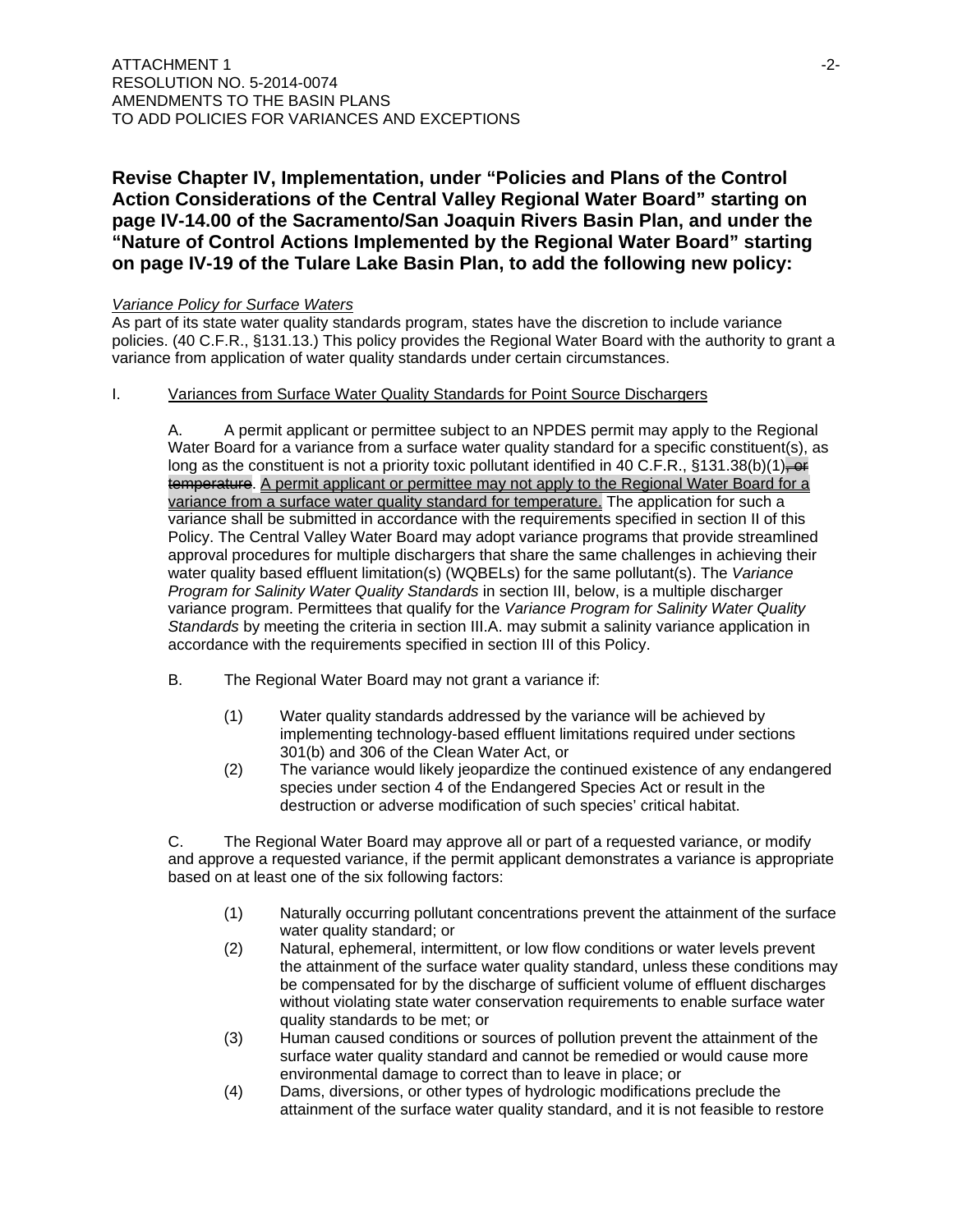**Revise Chapter IV, Implementation, under "Policies and Plans of the Control Action Considerations of the Central Valley Regional Water Board" starting on page IV-14.00 of the Sacramento/San Joaquin Rivers Basin Plan, and under the "Nature of Control Actions Implemented by the Regional Water Board" starting on page IV-19 of the Tulare Lake Basin Plan, to add the following new policy:**

*Variance Policy for Surface Waters*

As part of its state water quality standards program, states have the discretion to include variance policies. (40 C.F.R., §131.13.) This policy provides the Regional Water Board with the authority to grant a variance from application of water quality standards under certain circumstances.

I. Variances from Surface Water Quality Standards for Point Source Dischargers

A. A permit applicant or permittee subject to an NPDES permit may apply to the Regional Water Board for a variance from a surface water quality standard for a specific constituent(s), as long as the constituent is not a priority toxic pollutant identified in 40 C.F.R., §131.38(b)(1)~~, or temperature~~. A permit applicant or permittee may not apply to the Regional Water Board for a variance from a surface water quality standard for temperature. The application for such a variance shall be submitted in accordance with the requirements specified in section II of this Policy. The Central Valley Water Board may adopt variance programs that provide streamlined approval procedures for multiple dischargers that share the same challenges in achieving their water quality based effluent limitation(s) (WQBELs) for the same pollutant(s). The *Variance Program for Salinity Water Quality Standards* in section III, below, is a multiple discharger variance program. Permittees that qualify for the *Variance Program for Salinity Water Quality Standards* by meeting the criteria in section III.A. may submit a salinity variance application in accordance with the requirements specified in section III of this Policy.

B. The Regional Water Board may not grant a variance if:

(1) Water quality standards addressed by the variance will be achieved by implementing technology-based effluent limitations required under sections 301(b) and 306 of the Clean Water Act, or

(2) The variance would likely jeopardize the continued existence of any endangered species under section 4 of the Endangered Species Act or result in the destruction or adverse modification of such species' critical habitat.

C. The Regional Water Board may approve all or part of a requested variance, or modify and approve a requested variance, if the permit applicant demonstrates a variance is appropriate based on at least one of the six following factors:

(1) Naturally occurring pollutant concentrations prevent the attainment of the surface water quality standard; or

(2) Natural, ephemeral, intermittent, or low flow conditions or water levels prevent the attainment of the surface water quality standard, unless these conditions may be compensated for by the discharge of sufficient volume of effluent discharges without violating state water conservation requirements to enable surface water quality standards to be met; or

(3) Human caused conditions or sources of pollution prevent the attainment of the surface water quality standard and cannot be remedied or would cause more environmental damage to correct than to leave in place; or

(4) Dams, diversions, or other types of hydrologic modifications preclude the attainment of the surface water quality standard, and it is not feasible to restore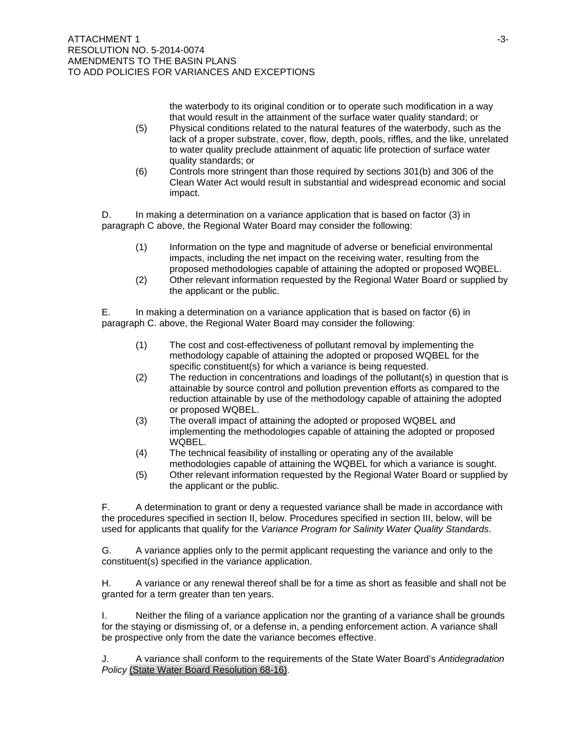the waterbody to its original condition or to operate such modification in a way that would result in the attainment of the surface water quality standard; or

(5) Physical conditions related to the natural features of the waterbody, such as the lack of a proper substrate, cover, flow, depth, pools, riffles, and the like, unrelated to water quality preclude attainment of aquatic life protection of surface water quality standards; or

(6) Controls more stringent than those required by sections 301(b) and 306 of the Clean Water Act would result in substantial and widespread economic and social impact.

D. In making a determination on a variance application that is based on factor (3) in paragraph C above, the Regional Water Board may consider the following:

(1) Information on the type and magnitude of adverse or beneficial environmental impacts, including the net impact on the receiving water, resulting from the proposed methodologies capable of attaining the adopted or proposed WQBEL.

(2) Other relevant information requested by the Regional Water Board or supplied by the applicant or the public.

E. In making a determination on a variance application that is based on factor (6) in paragraph C. above, the Regional Water Board may consider the following:

(1) The cost and cost-effectiveness of pollutant removal by implementing the methodology capable of attaining the adopted or proposed WQBEL for the specific constituent(s) for which a variance is being requested.

(2) The reduction in concentrations and loadings of the pollutant(s) in question that is attainable by source control and pollution prevention efforts as compared to the reduction attainable by use of the methodology capable of attaining the adopted or proposed WQBEL.

(3) The overall impact of attaining the adopted or proposed WQBEL and implementing the methodologies capable of attaining the adopted or proposed WQBEL.

(4) The technical feasibility of installing or operating any of the available methodologies capable of attaining the WQBEL for which a variance is sought.

(5) Other relevant information requested by the Regional Water Board or supplied by the applicant or the public.

F. A determination to grant or deny a requested variance shall be made in accordance with the procedures specified in section II, below. Procedures specified in section III, below, will be used for applicants that qualify for the *Variance Program for Salinity Water Quality Standards*.

G. A variance applies only to the permit applicant requesting the variance and only to the constituent(s) specified in the variance application.

H. A variance or any renewal thereof shall be for a time as short as feasible and shall not be granted for a term greater than ten years.

I. Neither the filing of a variance application nor the granting of a variance shall be grounds for the staying or dismissing of, or a defense in, a pending enforcement action. A variance shall be prospective only from the date the variance becomes effective.

J. A variance shall conform to the requirements of the State Water Board's *Antidegradation Policy* (State Water Board Resolution 68-16).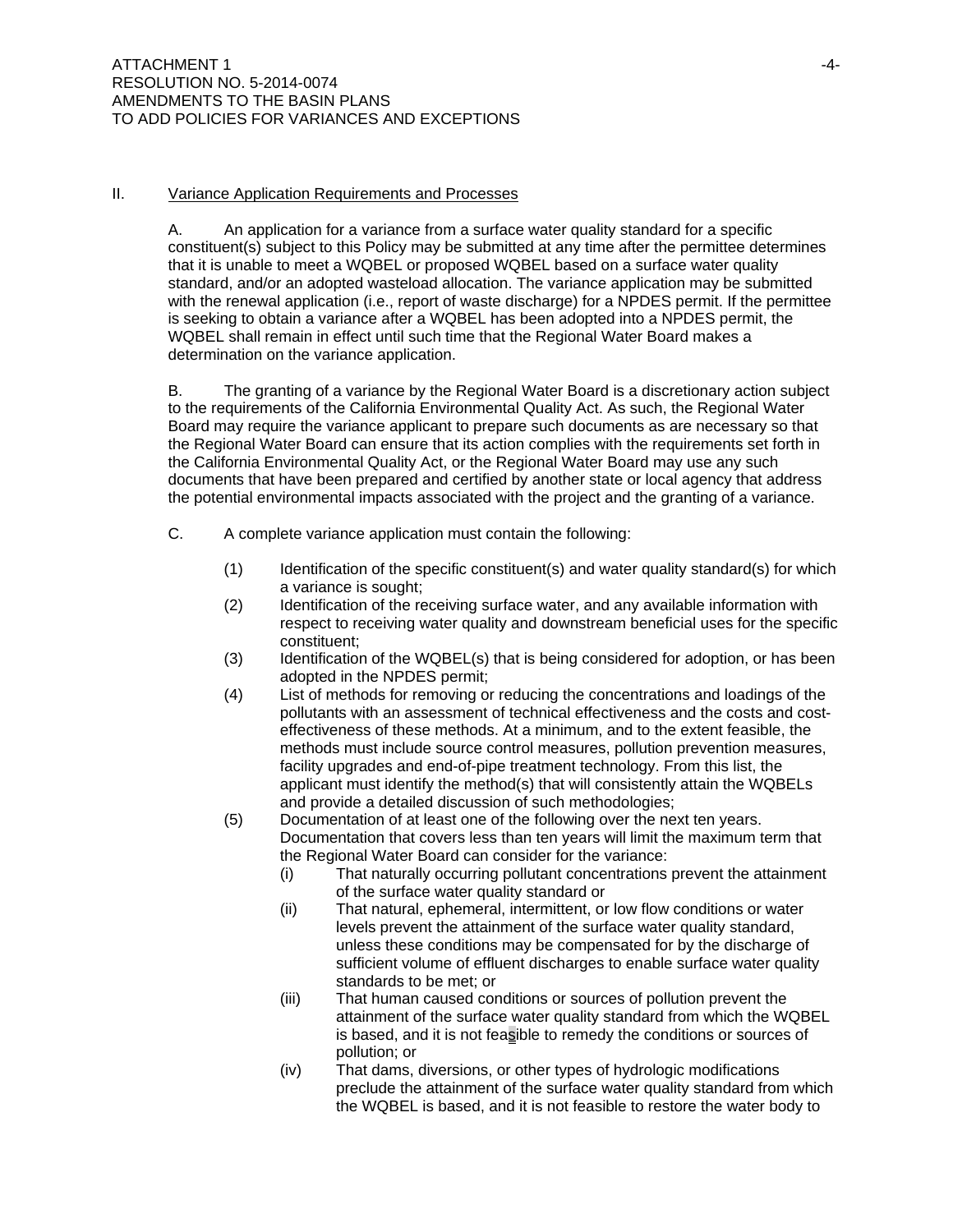## II. Variance Application Requirements and Processes

A. An application for a variance from a surface water quality standard for a specific constituent(s) subject to this Policy may be submitted at any time after the permittee determines that it is unable to meet a WQBEL or proposed WQBEL based on a surface water quality standard, and/or an adopted wasteload allocation. The variance application may be submitted with the renewal application (i.e., report of waste discharge) for a NPDES permit. If the permittee is seeking to obtain a variance after a WQBEL has been adopted into a NPDES permit, the WQBEL shall remain in effect until such time that the Regional Water Board makes a determination on the variance application.

B. The granting of a variance by the Regional Water Board is a discretionary action subject to the requirements of the California Environmental Quality Act. As such, the Regional Water Board may require the variance applicant to prepare such documents as are necessary so that the Regional Water Board can ensure that its action complies with the requirements set forth in the California Environmental Quality Act, or the Regional Water Board may use any such documents that have been prepared and certified by another state or local agency that address the potential environmental impacts associated with the project and the granting of a variance.

C. A complete variance application must contain the following:

(1) Identification of the specific constituent(s) and water quality standard(s) for which a variance is sought;

(2) Identification of the receiving surface water, and any available information with respect to receiving water quality and downstream beneficial uses for the specific constituent;

(3) Identification of the WQBEL(s) that is being considered for adoption, or has been adopted in the NPDES permit;

(4) List of methods for removing or reducing the concentrations and loadings of the pollutants with an assessment of technical effectiveness and the costs and cost-effectiveness of these methods. At a minimum, and to the extent feasible, the methods must include source control measures, pollution prevention measures, facility upgrades and end-of-pipe treatment technology. From this list, the applicant must identify the method(s) that will consistently attain the WQBELs and provide a detailed discussion of such methodologies;

(5) Documentation of at least one of the following over the next ten years. Documentation that covers less than ten years will limit the maximum term that the Regional Water Board can consider for the variance:

(i) That naturally occurring pollutant concentrations prevent the attainment of the surface water quality standard or

(ii) That natural, ephemeral, intermittent, or low flow conditions or water levels prevent the attainment of the surface water quality standard, unless these conditions may be compensated for by the discharge of sufficient volume of effluent discharges to enable surface water quality standards to be met; or

(iii) That human caused conditions or sources of pollution prevent the attainment of the surface water quality standard from which the WQBEL is based, and it is not feasible to remedy the conditions or sources of pollution; or

(iv) That dams, diversions, or other types of hydrologic modifications preclude the attainment of the surface water quality standard from which the WQBEL is based, and it is not feasible to restore the water body to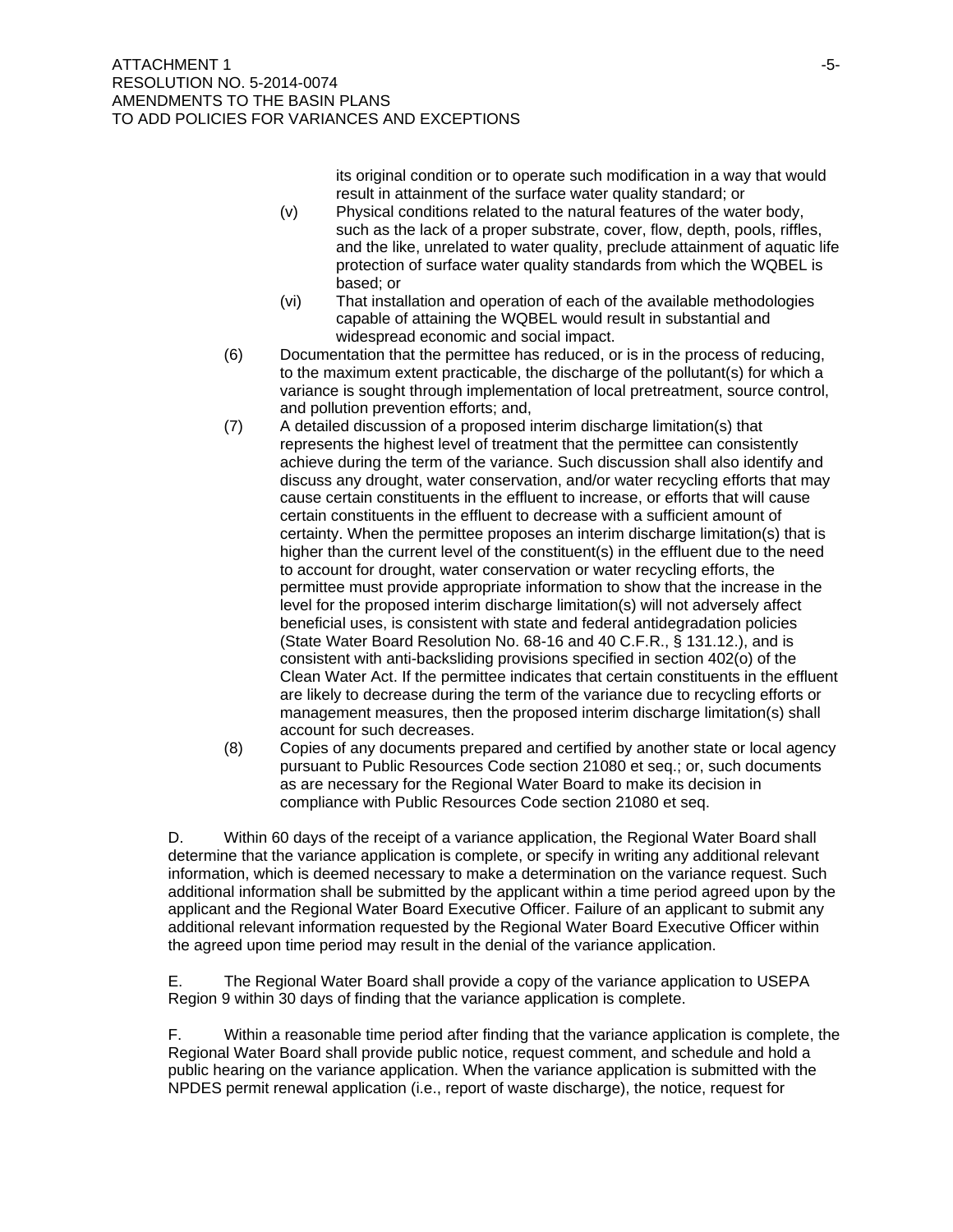its original condition or to operate such modification in a way that would result in attainment of the surface water quality standard; or

(v) Physical conditions related to the natural features of the water body, such as the lack of a proper substrate, cover, flow, depth, pools, riffles, and the like, unrelated to water quality, preclude attainment of aquatic life protection of surface water quality standards from which the WQBEL is based; or

(vi) That installation and operation of each of the available methodologies capable of attaining the WQBEL would result in substantial and widespread economic and social impact.

(6) Documentation that the permittee has reduced, or is in the process of reducing, to the maximum extent practicable, the discharge of the pollutant(s) for which a variance is sought through implementation of local pretreatment, source control, and pollution prevention efforts; and,

(7) A detailed discussion of a proposed interim discharge limitation(s) that represents the highest level of treatment that the permittee can consistently achieve during the term of the variance. Such discussion shall also identify and discuss any drought, water conservation, and/or water recycling efforts that may cause certain constituents in the effluent to increase, or efforts that will cause certain constituents in the effluent to decrease with a sufficient amount of certainty. When the permittee proposes an interim discharge limitation(s) that is higher than the current level of the constituent(s) in the effluent due to the need to account for drought, water conservation or water recycling efforts, the permittee must provide appropriate information to show that the increase in the level for the proposed interim discharge limitation(s) will not adversely affect beneficial uses, is consistent with state and federal antidegradation policies (State Water Board Resolution No. 68-16 and 40 C.F.R., § 131.12.), and is consistent with anti-backsliding provisions specified in section 402(o) of the Clean Water Act. If the permittee indicates that certain constituents in the effluent are likely to decrease during the term of the variance due to recycling efforts or management measures, then the proposed interim discharge limitation(s) shall account for such decreases.

(8) Copies of any documents prepared and certified by another state or local agency pursuant to Public Resources Code section 21080 et seq.; or, such documents as are necessary for the Regional Water Board to make its decision in compliance with Public Resources Code section 21080 et seq.

D. Within 60 days of the receipt of a variance application, the Regional Water Board shall determine that the variance application is complete, or specify in writing any additional relevant information, which is deemed necessary to make a determination on the variance request. Such additional information shall be submitted by the applicant within a time period agreed upon by the applicant and the Regional Water Board Executive Officer. Failure of an applicant to submit any additional relevant information requested by the Regional Water Board Executive Officer within the agreed upon time period may result in the denial of the variance application.

E. The Regional Water Board shall provide a copy of the variance application to USEPA Region 9 within 30 days of finding that the variance application is complete.

F. Within a reasonable time period after finding that the variance application is complete, the Regional Water Board shall provide public notice, request comment, and schedule and hold a public hearing on the variance application. When the variance application is submitted with the NPDES permit renewal application (i.e., report of waste discharge), the notice, request for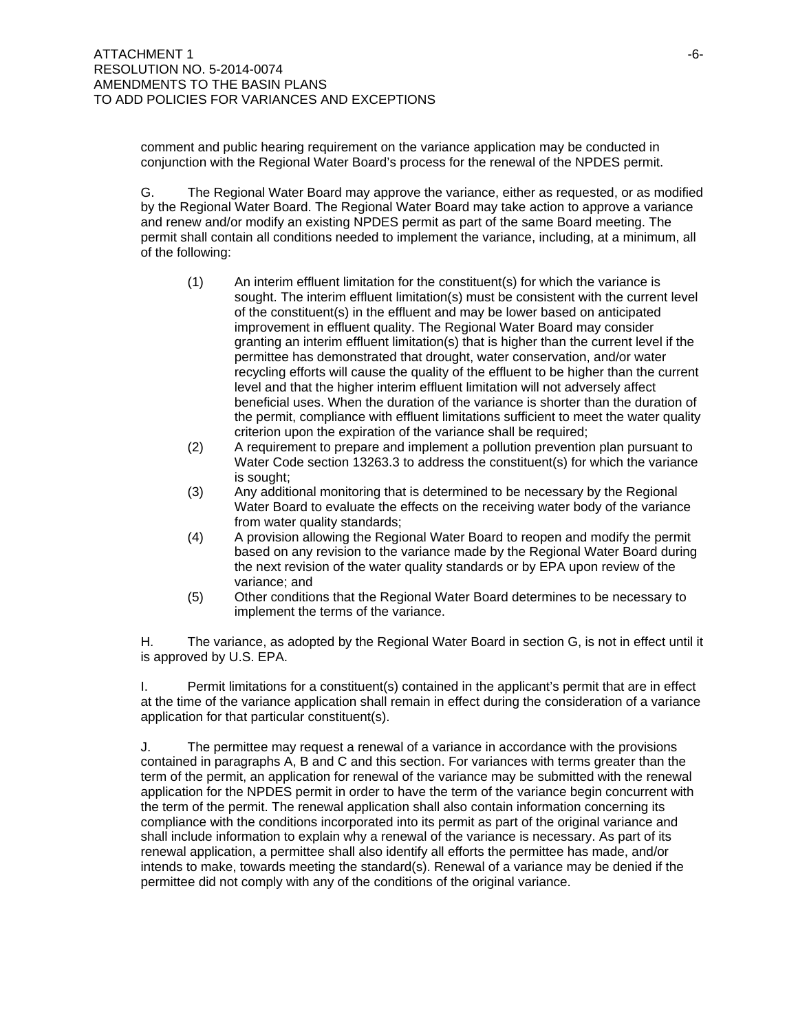comment and public hearing requirement on the variance application may be conducted in conjunction with the Regional Water Board's process for the renewal of the NPDES permit.

G. The Regional Water Board may approve the variance, either as requested, or as modified by the Regional Water Board. The Regional Water Board may take action to approve a variance and renew and/or modify an existing NPDES permit as part of the same Board meeting. The permit shall contain all conditions needed to implement the variance, including, at a minimum, all of the following:

(1) An interim effluent limitation for the constituent(s) for which the variance is sought. The interim effluent limitation(s) must be consistent with the current level of the constituent(s) in the effluent and may be lower based on anticipated improvement in effluent quality. The Regional Water Board may consider granting an interim effluent limitation(s) that is higher than the current level if the permittee has demonstrated that drought, water conservation, and/or water recycling efforts will cause the quality of the effluent to be higher than the current level and that the higher interim effluent limitation will not adversely affect beneficial uses. When the duration of the variance is shorter than the duration of the permit, compliance with effluent limitations sufficient to meet the water quality criterion upon the expiration of the variance shall be required;

(2) A requirement to prepare and implement a pollution prevention plan pursuant to Water Code section 13263.3 to address the constituent(s) for which the variance is sought;

(3) Any additional monitoring that is determined to be necessary by the Regional Water Board to evaluate the effects on the receiving water body of the variance from water quality standards;

(4) A provision allowing the Regional Water Board to reopen and modify the permit based on any revision to the variance made by the Regional Water Board during the next revision of the water quality standards or by EPA upon review of the variance; and

(5) Other conditions that the Regional Water Board determines to be necessary to implement the terms of the variance.

H. The variance, as adopted by the Regional Water Board in section G, is not in effect until it is approved by U.S. EPA.

I. Permit limitations for a constituent(s) contained in the applicant's permit that are in effect at the time of the variance application shall remain in effect during the consideration of a variance application for that particular constituent(s).

J. The permittee may request a renewal of a variance in accordance with the provisions contained in paragraphs A, B and C and this section. For variances with terms greater than the term of the permit, an application for renewal of the variance may be submitted with the renewal application for the NPDES permit in order to have the term of the variance begin concurrent with the term of the permit. The renewal application shall also contain information concerning its compliance with the conditions incorporated into its permit as part of the original variance and shall include information to explain why a renewal of the variance is necessary. As part of its renewal application, a permittee shall also identify all efforts the permittee has made, and/or intends to make, towards meeting the standard(s). Renewal of a variance may be denied if the permittee did not comply with any of the conditions of the original variance.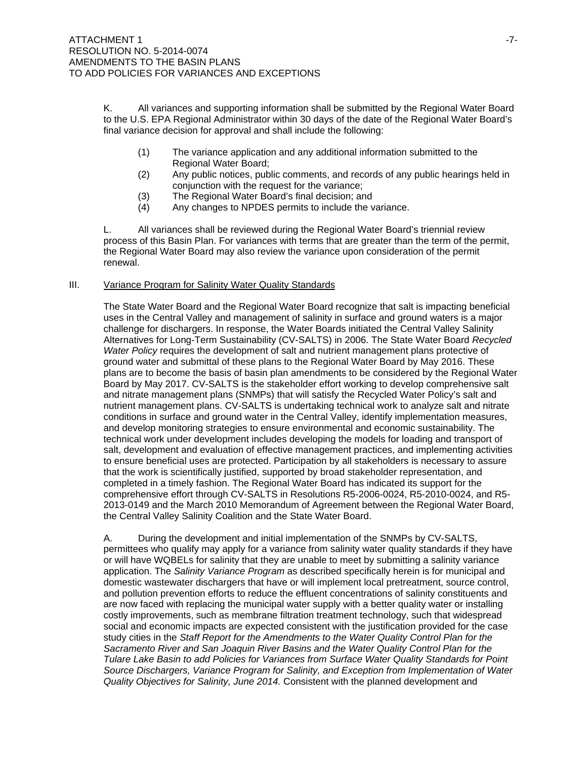K. All variances and supporting information shall be submitted by the Regional Water Board to the U.S. EPA Regional Administrator within 30 days of the date of the Regional Water Board's final variance decision for approval and shall include the following:

(1) The variance application and any additional information submitted to the Regional Water Board;

(2) Any public notices, public comments, and records of any public hearings held in conjunction with the request for the variance;

(3) The Regional Water Board's final decision; and

(4) Any changes to NPDES permits to include the variance.

L. All variances shall be reviewed during the Regional Water Board's triennial review process of this Basin Plan. For variances with terms that are greater than the term of the permit, the Regional Water Board may also review the variance upon consideration of the permit renewal.

III. Variance Program for Salinity Water Quality Standards

The State Water Board and the Regional Water Board recognize that salt is impacting beneficial uses in the Central Valley and management of salinity in surface and ground waters is a major challenge for dischargers. In response, the Water Boards initiated the Central Valley Salinity Alternatives for Long-Term Sustainability (CV-SALTS) in 2006. The State Water Board *Recycled Water Policy* requires the development of salt and nutrient management plans protective of ground water and submittal of these plans to the Regional Water Board by May 2016. These plans are to become the basis of basin plan amendments to be considered by the Regional Water Board by May 2017. CV-SALTS is the stakeholder effort working to develop comprehensive salt and nitrate management plans (SNMPs) that will satisfy the Recycled Water Policy's salt and nutrient management plans. CV-SALTS is undertaking technical work to analyze salt and nitrate conditions in surface and ground water in the Central Valley, identify implementation measures, and develop monitoring strategies to ensure environmental and economic sustainability. The technical work under development includes developing the models for loading and transport of salt, development and evaluation of effective management practices, and implementing activities to ensure beneficial uses are protected. Participation by all stakeholders is necessary to assure that the work is scientifically justified, supported by broad stakeholder representation, and completed in a timely fashion. The Regional Water Board has indicated its support for the comprehensive effort through CV-SALTS in Resolutions R5-2006-0024, R5-2010-0024, and R5-2013-0149 and the March 2010 Memorandum of Agreement between the Regional Water Board, the Central Valley Salinity Coalition and the State Water Board.

A. During the development and initial implementation of the SNMPs by CV-SALTS, permittees who qualify may apply for a variance from salinity water quality standards if they have or will have WQBELs for salinity that they are unable to meet by submitting a salinity variance application. The *Salinity Variance Program* as described specifically herein is for municipal and domestic wastewater dischargers that have or will implement local pretreatment, source control, and pollution prevention efforts to reduce the effluent concentrations of salinity constituents and are now faced with replacing the municipal water supply with a better quality water or installing costly improvements, such as membrane filtration treatment technology, such that widespread social and economic impacts are expected consistent with the justification provided for the case study cities in the *Staff Report for the Amendments to the Water Quality Control Plan for the Sacramento River and San Joaquin River Basins and the Water Quality Control Plan for the Tulare Lake Basin to add Policies for Variances from Surface Water Quality Standards for Point Source Dischargers, Variance Program for Salinity, and Exception from Implementation of Water Quality Objectives for Salinity, June 2014.* Consistent with the planned development and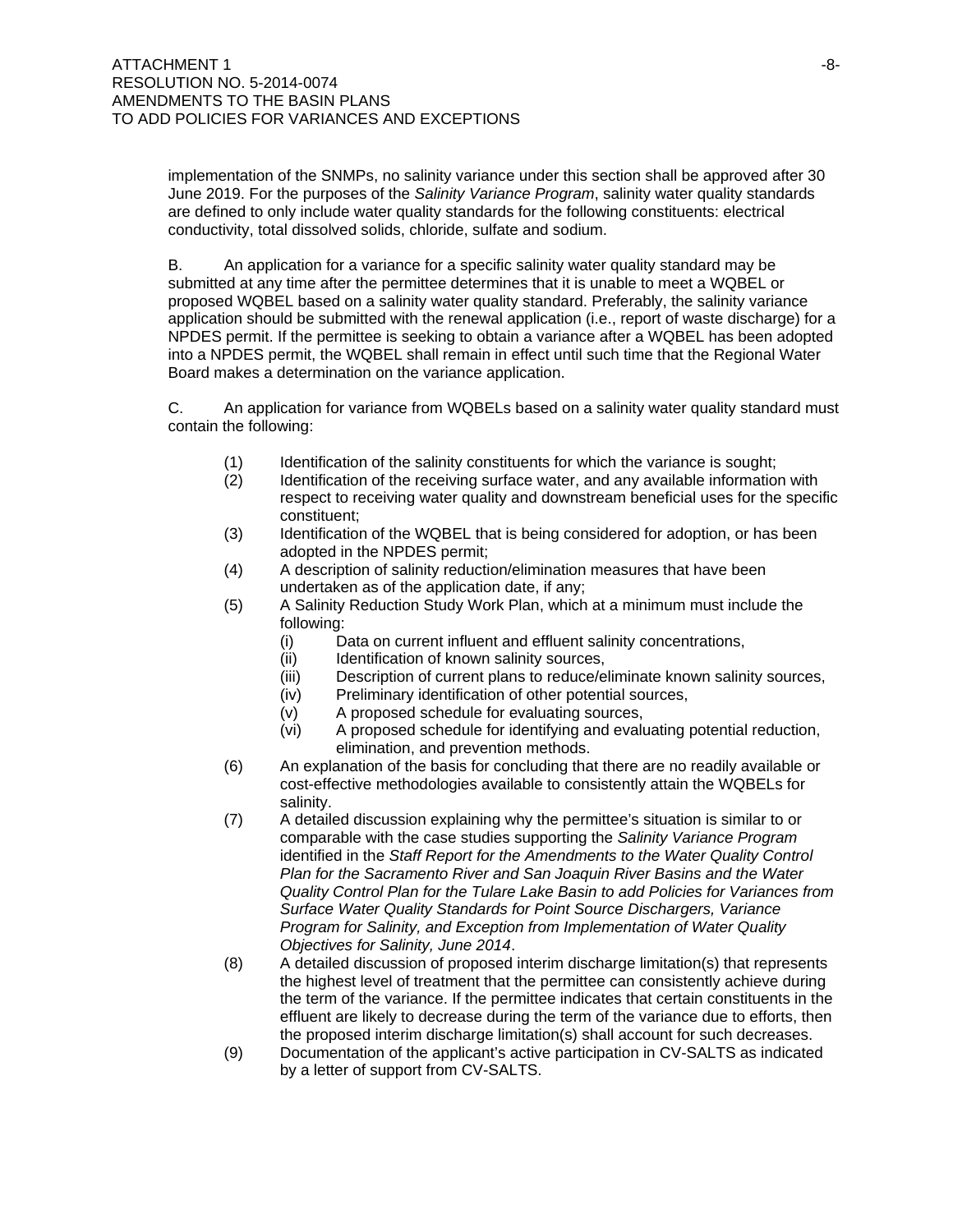implementation of the SNMPs, no salinity variance under this section shall be approved after 30 June 2019. For the purposes of the *Salinity Variance Program*, salinity water quality standards are defined to only include water quality standards for the following constituents: electrical conductivity, total dissolved solids, chloride, sulfate and sodium.

B. An application for a variance for a specific salinity water quality standard may be submitted at any time after the permittee determines that it is unable to meet a WQBEL or proposed WQBEL based on a salinity water quality standard. Preferably, the salinity variance application should be submitted with the renewal application (i.e., report of waste discharge) for a NPDES permit. If the permittee is seeking to obtain a variance after a WQBEL has been adopted into a NPDES permit, the WQBEL shall remain in effect until such time that the Regional Water Board makes a determination on the variance application.

C. An application for variance from WQBELs based on a salinity water quality standard must contain the following:

(1) Identification of the salinity constituents for which the variance is sought;

(2) Identification of the receiving surface water, and any available information with respect to receiving water quality and downstream beneficial uses for the specific constituent;

(3) Identification of the WQBEL that is being considered for adoption, or has been adopted in the NPDES permit;

(4) A description of salinity reduction/elimination measures that have been undertaken as of the application date, if any;

(5) A Salinity Reduction Study Work Plan, which at a minimum must include the following:

   (i) Data on current influent and effluent salinity concentrations,

   (ii) Identification of known salinity sources,

   (iii) Description of current plans to reduce/eliminate known salinity sources,

   (iv) Preliminary identification of other potential sources,

   (v) A proposed schedule for evaluating sources,

   (vi) A proposed schedule for identifying and evaluating potential reduction, elimination, and prevention methods.

(6) An explanation of the basis for concluding that there are no readily available or cost-effective methodologies available to consistently attain the WQBELs for salinity.

(7) A detailed discussion explaining why the permittee's situation is similar to or comparable with the case studies supporting the *Salinity Variance Program* identified in the *Staff Report for the Amendments to the Water Quality Control Plan for the Sacramento River and San Joaquin River Basins and the Water Quality Control Plan for the Tulare Lake Basin to add Policies for Variances from Surface Water Quality Standards for Point Source Dischargers, Variance Program for Salinity, and Exception from Implementation of Water Quality Objectives for Salinity, June 2014*.

(8) A detailed discussion of proposed interim discharge limitation(s) that represents the highest level of treatment that the permittee can consistently achieve during the term of the variance. If the permittee indicates that certain constituents in the effluent are likely to decrease during the term of the variance due to efforts, then the proposed interim discharge limitation(s) shall account for such decreases.

(9) Documentation of the applicant's active participation in CV-SALTS as indicated by a letter of support from CV-SALTS.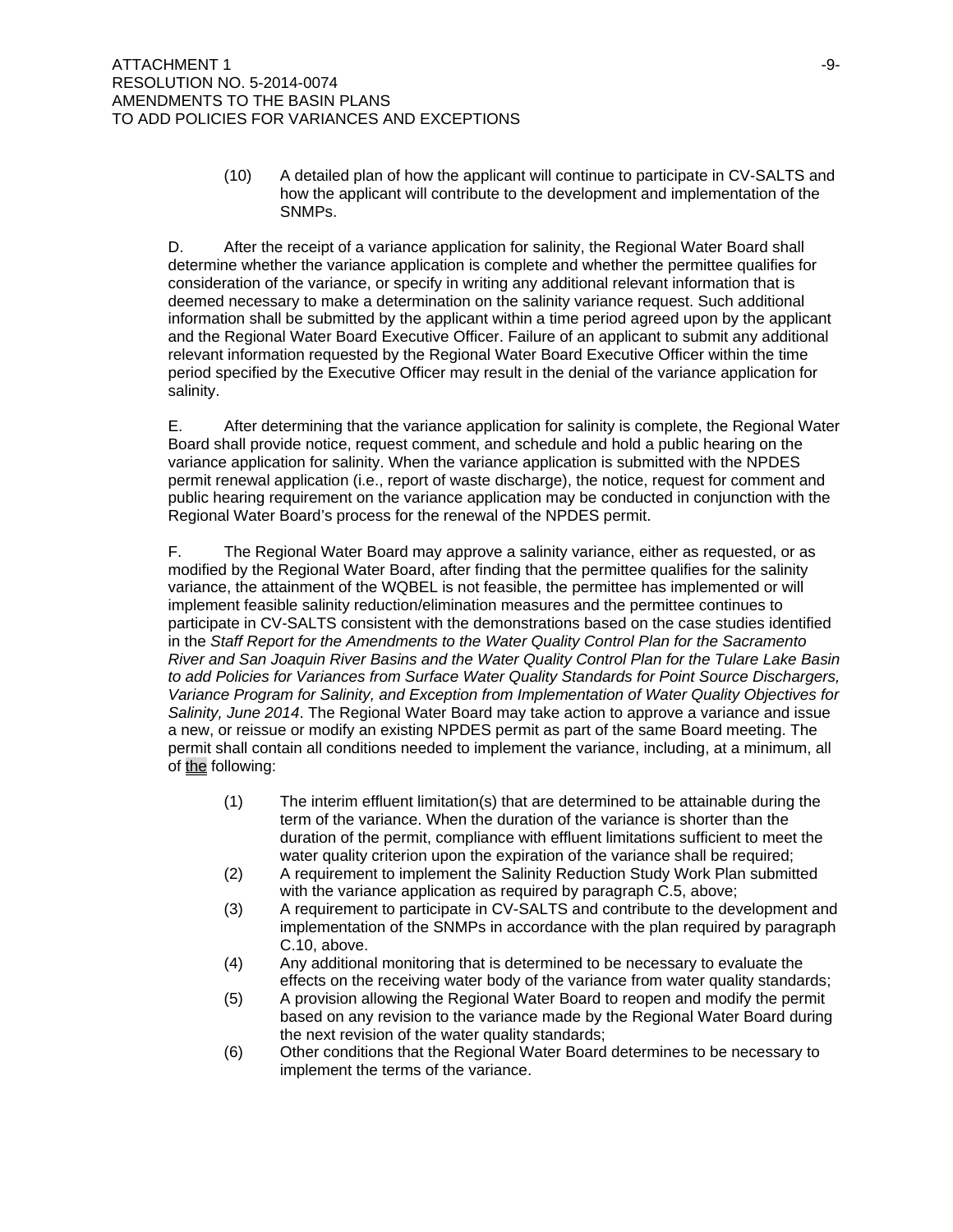(10) A detailed plan of how the applicant will continue to participate in CV-SALTS and how the applicant will contribute to the development and implementation of the SNMPs.

D. After the receipt of a variance application for salinity, the Regional Water Board shall determine whether the variance application is complete and whether the permittee qualifies for consideration of the variance, or specify in writing any additional relevant information that is deemed necessary to make a determination on the salinity variance request. Such additional information shall be submitted by the applicant within a time period agreed upon by the applicant and the Regional Water Board Executive Officer. Failure of an applicant to submit any additional relevant information requested by the Regional Water Board Executive Officer within the time period specified by the Executive Officer may result in the denial of the variance application for salinity.

E. After determining that the variance application for salinity is complete, the Regional Water Board shall provide notice, request comment, and schedule and hold a public hearing on the variance application for salinity. When the variance application is submitted with the NPDES permit renewal application (i.e., report of waste discharge), the notice, request for comment and public hearing requirement on the variance application may be conducted in conjunction with the Regional Water Board's process for the renewal of the NPDES permit.

F. The Regional Water Board may approve a salinity variance, either as requested, or as modified by the Regional Water Board, after finding that the permittee qualifies for the salinity variance, the attainment of the WQBEL is not feasible, the permittee has implemented or will implement feasible salinity reduction/elimination measures and the permittee continues to participate in CV-SALTS consistent with the demonstrations based on the case studies identified in the *Staff Report for the Amendments to the Water Quality Control Plan for the Sacramento River and San Joaquin River Basins and the Water Quality Control Plan for the Tulare Lake Basin to add Policies for Variances from Surface Water Quality Standards for Point Source Dischargers, Variance Program for Salinity, and Exception from Implementation of Water Quality Objectives for Salinity, June 2014*. The Regional Water Board may take action to approve a variance and issue a new, or reissue or modify an existing NPDES permit as part of the same Board meeting. The permit shall contain all conditions needed to implement the variance, including, at a minimum, all of the following:

(1) The interim effluent limitation(s) that are determined to be attainable during the term of the variance. When the duration of the variance is shorter than the duration of the permit, compliance with effluent limitations sufficient to meet the water quality criterion upon the expiration of the variance shall be required;

(2) A requirement to implement the Salinity Reduction Study Work Plan submitted with the variance application as required by paragraph C.5, above;

(3) A requirement to participate in CV-SALTS and contribute to the development and implementation of the SNMPs in accordance with the plan required by paragraph C.10, above.

(4) Any additional monitoring that is determined to be necessary to evaluate the effects on the receiving water body of the variance from water quality standards;

(5) A provision allowing the Regional Water Board to reopen and modify the permit based on any revision to the variance made by the Regional Water Board during the next revision of the water quality standards;

(6) Other conditions that the Regional Water Board determines to be necessary to implement the terms of the variance.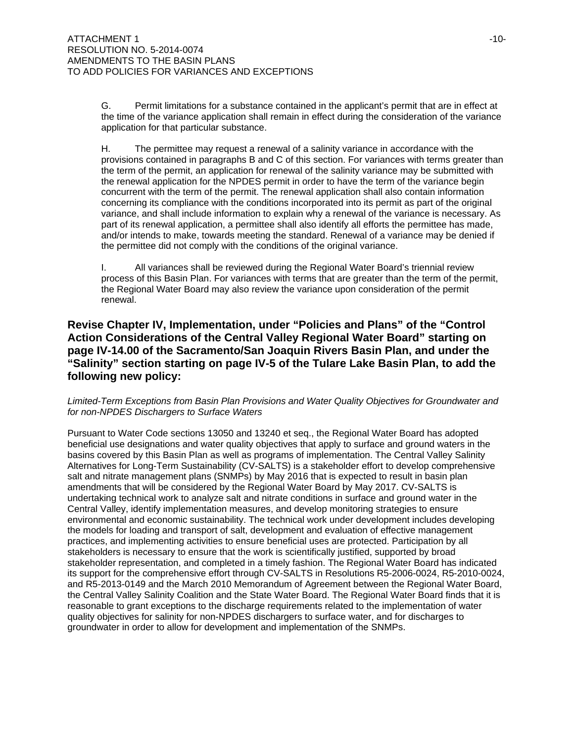G. Permit limitations for a substance contained in the applicant's permit that are in effect at the time of the variance application shall remain in effect during the consideration of the variance application for that particular substance.

H. The permittee may request a renewal of a salinity variance in accordance with the provisions contained in paragraphs B and C of this section. For variances with terms greater than the term of the permit, an application for renewal of the salinity variance may be submitted with the renewal application for the NPDES permit in order to have the term of the variance begin concurrent with the term of the permit. The renewal application shall also contain information concerning its compliance with the conditions incorporated into its permit as part of the original variance, and shall include information to explain why a renewal of the variance is necessary. As part of its renewal application, a permittee shall also identify all efforts the permittee has made, and/or intends to make, towards meeting the standard. Renewal of a variance may be denied if the permittee did not comply with the conditions of the original variance.

I. All variances shall be reviewed during the Regional Water Board's triennial review process of this Basin Plan. For variances with terms that are greater than the term of the permit, the Regional Water Board may also review the variance upon consideration of the permit renewal.

## Revise Chapter IV, Implementation, under "Policies and Plans" of the "Control Action Considerations of the Central Valley Regional Water Board" starting on page IV-14.00 of the Sacramento/San Joaquin Rivers Basin Plan, and under the "Salinity" section starting on page IV-5 of the Tulare Lake Basin Plan, to add the following new policy:

*Limited-Term Exceptions from Basin Plan Provisions and Water Quality Objectives for Groundwater and for non-NPDES Dischargers to Surface Waters*

Pursuant to Water Code sections 13050 and 13240 et seq., the Regional Water Board has adopted beneficial use designations and water quality objectives that apply to surface and ground waters in the basins covered by this Basin Plan as well as programs of implementation. The Central Valley Salinity Alternatives for Long-Term Sustainability (CV-SALTS) is a stakeholder effort to develop comprehensive salt and nitrate management plans (SNMPs) by May 2016 that is expected to result in basin plan amendments that will be considered by the Regional Water Board by May 2017. CV-SALTS is undertaking technical work to analyze salt and nitrate conditions in surface and ground water in the Central Valley, identify implementation measures, and develop monitoring strategies to ensure environmental and economic sustainability. The technical work under development includes developing the models for loading and transport of salt, development and evaluation of effective management practices, and implementing activities to ensure beneficial uses are protected. Participation by all stakeholders is necessary to ensure that the work is scientifically justified, supported by broad stakeholder representation, and completed in a timely fashion. The Regional Water Board has indicated its support for the comprehensive effort through CV-SALTS in Resolutions R5-2006-0024, R5-2010-0024, and R5-2013-0149 and the March 2010 Memorandum of Agreement between the Regional Water Board, the Central Valley Salinity Coalition and the State Water Board. The Regional Water Board finds that it is reasonable to grant exceptions to the discharge requirements related to the implementation of water quality objectives for salinity for non-NPDES dischargers to surface water, and for discharges to groundwater in order to allow for development and implementation of the SNMPs.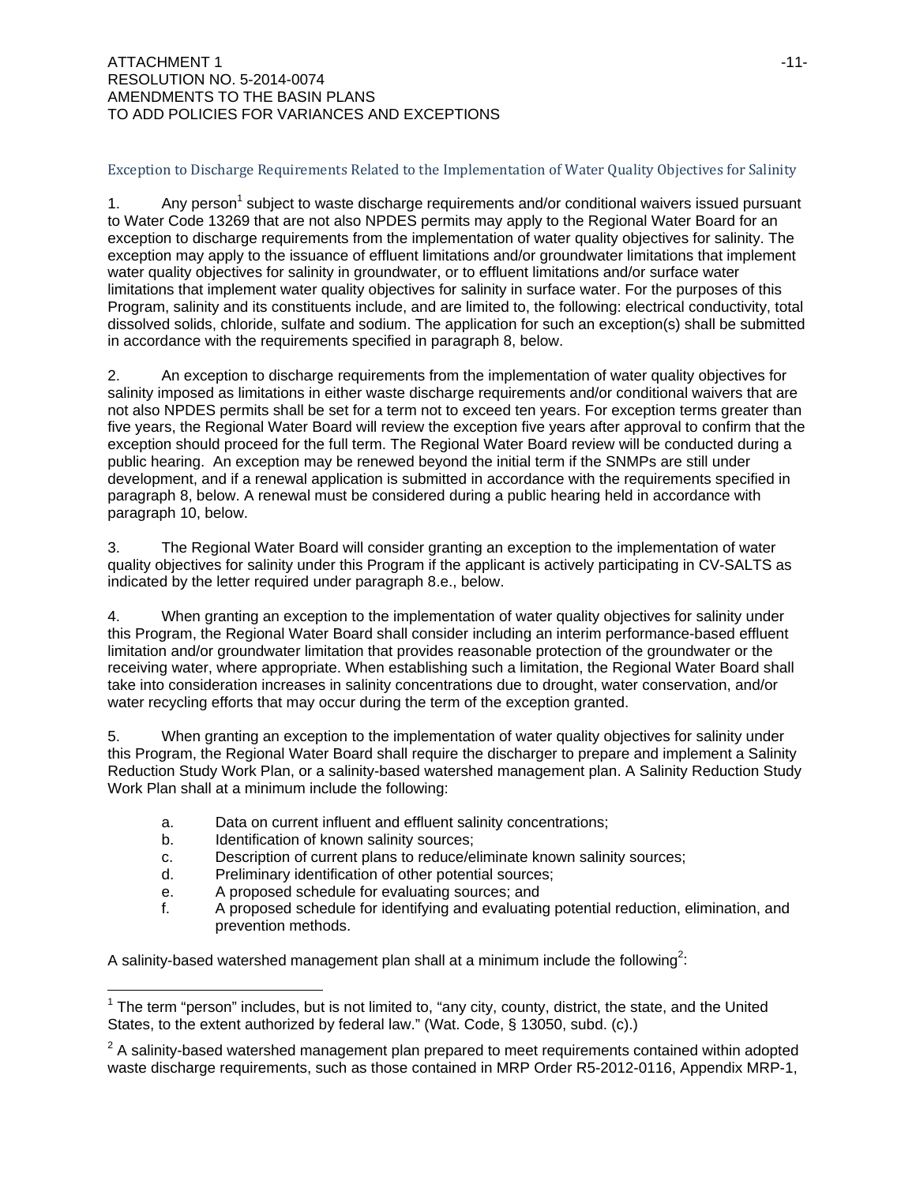### Exception to Discharge Requirements Related to the Implementation of Water Quality Objectives for Salinity

1. Any person[1] subject to waste discharge requirements and/or conditional waivers issued pursuant to Water Code 13269 that are not also NPDES permits may apply to the Regional Water Board for an exception to discharge requirements from the implementation of water quality objectives for salinity. The exception may apply to the issuance of effluent limitations and/or groundwater limitations that implement water quality objectives for salinity in groundwater, or to effluent limitations and/or surface water limitations that implement water quality objectives for salinity in surface water. For the purposes of this Program, salinity and its constituents include, and are limited to, the following: electrical conductivity, total dissolved solids, chloride, sulfate and sodium. The application for such an exception(s) shall be submitted in accordance with the requirements specified in paragraph 8, below.

2. An exception to discharge requirements from the implementation of water quality objectives for salinity imposed as limitations in either waste discharge requirements and/or conditional waivers that are not also NPDES permits shall be set for a term not to exceed ten years. For exception terms greater than five years, the Regional Water Board will review the exception five years after approval to confirm that the exception should proceed for the full term. The Regional Water Board review will be conducted during a public hearing. An exception may be renewed beyond the initial term if the SNMPs are still under development, and if a renewal application is submitted in accordance with the requirements specified in paragraph 8, below. A renewal must be considered during a public hearing held in accordance with paragraph 10, below.

3. The Regional Water Board will consider granting an exception to the implementation of water quality objectives for salinity under this Program if the applicant is actively participating in CV-SALTS as indicated by the letter required under paragraph 8.e., below.

4. When granting an exception to the implementation of water quality objectives for salinity under this Program, the Regional Water Board shall consider including an interim performance-based effluent limitation and/or groundwater limitation that provides reasonable protection of the groundwater or the receiving water, where appropriate. When establishing such a limitation, the Regional Water Board shall take into consideration increases in salinity concentrations due to drought, water conservation, and/or water recycling efforts that may occur during the term of the exception granted.

5. When granting an exception to the implementation of water quality objectives for salinity under this Program, the Regional Water Board shall require the discharger to prepare and implement a Salinity Reduction Study Work Plan, or a salinity-based watershed management plan. A Salinity Reduction Study Work Plan shall at a minimum include the following:

   a. Data on current influent and effluent salinity concentrations;
   b. Identification of known salinity sources;
   c. Description of current plans to reduce/eliminate known salinity sources;
   d. Preliminary identification of other potential sources;
   e. A proposed schedule for evaluating sources; and
   f. A proposed schedule for identifying and evaluating potential reduction, elimination, and prevention methods.

A salinity-based watershed management plan shall at a minimum include the following[2]:

---

[1] The term "person" includes, but is not limited to, "any city, county, district, the state, and the United States, to the extent authorized by federal law." (Wat. Code, § 13050, subd. (c).)

[2] A salinity-based watershed management plan prepared to meet requirements contained within adopted waste discharge requirements, such as those contained in MRP Order R5-2012-0116, Appendix MRP-1,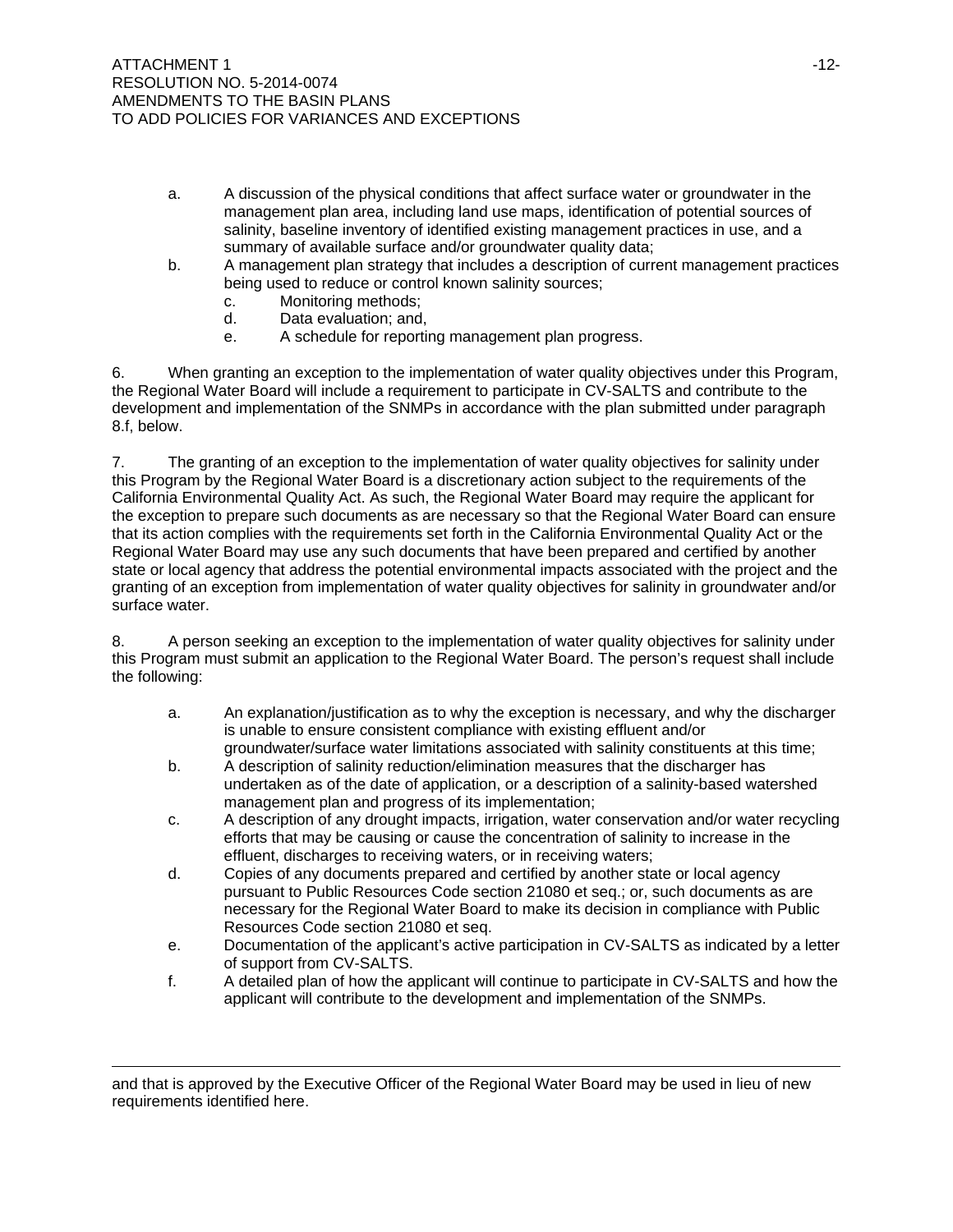a. A discussion of the physical conditions that affect surface water or groundwater in the management plan area, including land use maps, identification of potential sources of salinity, baseline inventory of identified existing management practices in use, and a summary of available surface and/or groundwater quality data;
b. A management plan strategy that includes a description of current management practices being used to reduce or control known salinity sources;
   c. Monitoring methods;
   d. Data evaluation; and,
   e. A schedule for reporting management plan progress.

6. When granting an exception to the implementation of water quality objectives under this Program, the Regional Water Board will include a requirement to participate in CV-SALTS and contribute to the development and implementation of the SNMPs in accordance with the plan submitted under paragraph 8.f, below.

7. The granting of an exception to the implementation of water quality objectives for salinity under this Program by the Regional Water Board is a discretionary action subject to the requirements of the California Environmental Quality Act. As such, the Regional Water Board may require the applicant for the exception to prepare such documents as are necessary so that the Regional Water Board can ensure that its action complies with the requirements set forth in the California Environmental Quality Act or the Regional Water Board may use any such documents that have been prepared and certified by another state or local agency that address the potential environmental impacts associated with the project and the granting of an exception from implementation of water quality objectives for salinity in groundwater and/or surface water.

8. A person seeking an exception to the implementation of water quality objectives for salinity under this Program must submit an application to the Regional Water Board. The person's request shall include the following:

a. An explanation/justification as to why the exception is necessary, and why the discharger is unable to ensure consistent compliance with existing effluent and/or groundwater/surface water limitations associated with salinity constituents at this time;
b. A description of salinity reduction/elimination measures that the discharger has undertaken as of the date of application, or a description of a salinity-based watershed management plan and progress of its implementation;
c. A description of any drought impacts, irrigation, water conservation and/or water recycling efforts that may be causing or cause the concentration of salinity to increase in the effluent, discharges to receiving waters, or in receiving waters;
d. Copies of any documents prepared and certified by another state or local agency pursuant to Public Resources Code section 21080 et seq.; or, such documents as are necessary for the Regional Water Board to make its decision in compliance with Public Resources Code section 21080 et seq.
e. Documentation of the applicant's active participation in CV-SALTS as indicated by a letter of support from CV-SALTS.
f. A detailed plan of how the applicant will continue to participate in CV-SALTS and how the applicant will contribute to the development and implementation of the SNMPs.

---

and that is approved by the Executive Officer of the Regional Water Board may be used in lieu of new requirements identified here.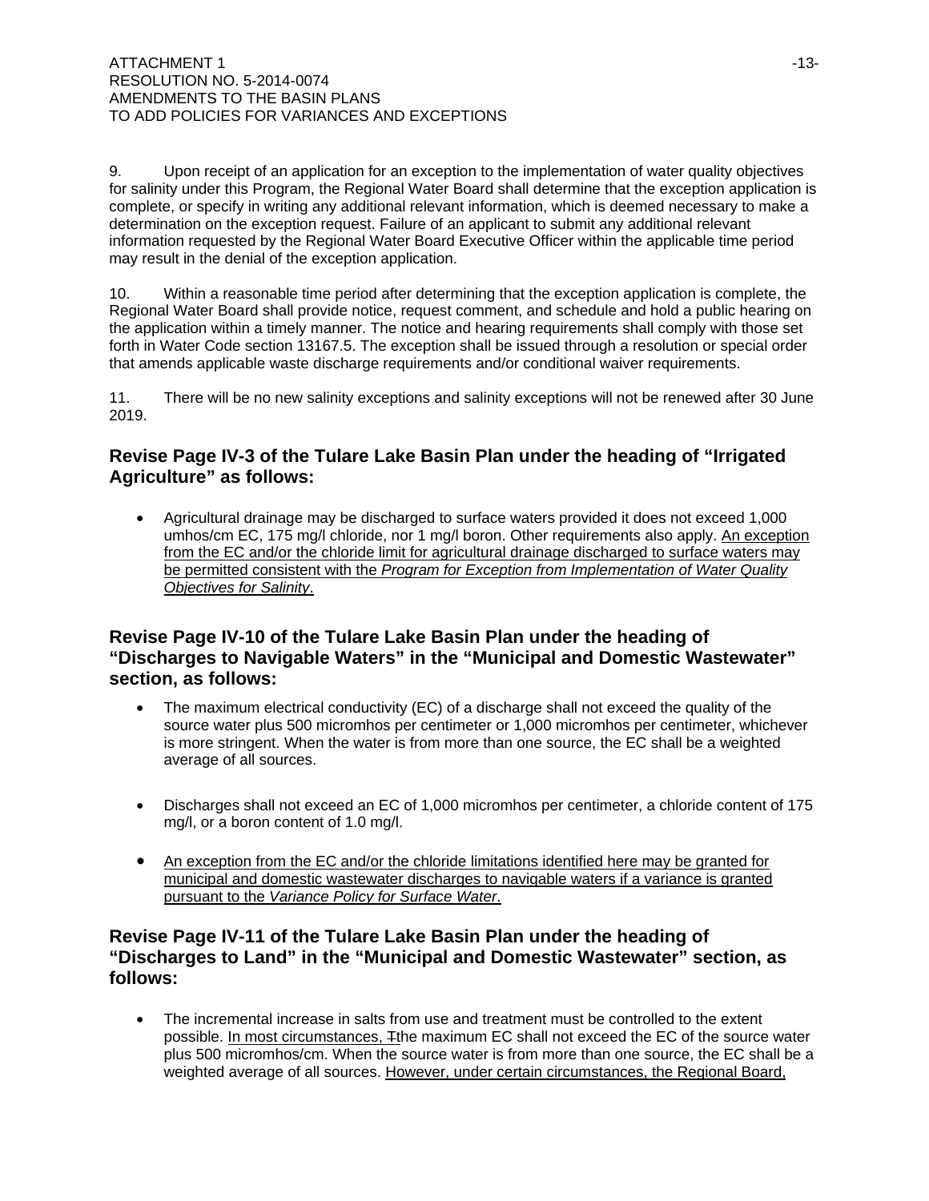9. Upon receipt of an application for an exception to the implementation of water quality objectives for salinity under this Program, the Regional Water Board shall determine that the exception application is complete, or specify in writing any additional relevant information, which is deemed necessary to make a determination on the exception request. Failure of an applicant to submit any additional relevant information requested by the Regional Water Board Executive Officer within the applicable time period may result in the denial of the exception application.

10. Within a reasonable time period after determining that the exception application is complete, the Regional Water Board shall provide notice, request comment, and schedule and hold a public hearing on the application within a timely manner. The notice and hearing requirements shall comply with those set forth in Water Code section 13167.5. The exception shall be issued through a resolution or special order that amends applicable waste discharge requirements and/or conditional waiver requirements.

11. There will be no new salinity exceptions and salinity exceptions will not be renewed after 30 June 2019.

## Revise Page IV-3 of the Tulare Lake Basin Plan under the heading of "Irrigated Agriculture" as follows:

- Agricultural drainage may be discharged to surface waters provided it does not exceed 1,000 umhos/cm EC, 175 mg/l chloride, nor 1 mg/l boron. Other requirements also apply. <u>An exception from the EC and/or the chloride limit for agricultural drainage discharged to surface waters may be permitted consistent with the *Program for Exception from Implementation of Water Quality Objectives for Salinity*.</u>

## Revise Page IV-10 of the Tulare Lake Basin Plan under the heading of "Discharges to Navigable Waters" in the "Municipal and Domestic Wastewater" section, as follows:

- The maximum electrical conductivity (EC) of a discharge shall not exceed the quality of the source water plus 500 micromhos per centimeter or 1,000 micromhos per centimeter, whichever is more stringent. When the water is from more than one source, the EC shall be a weighted average of all sources.

- Discharges shall not exceed an EC of 1,000 micromhos per centimeter, a chloride content of 175 mg/l, or a boron content of 1.0 mg/l.

- <u>An exception from the EC and/or the chloride limitations identified here may be granted for municipal and domestic wastewater discharges to navigable waters if a variance is granted pursuant to the *Variance Policy for Surface Water*.</u>

## Revise Page IV-11 of the Tulare Lake Basin Plan under the heading of "Discharges to Land" in the "Municipal and Domestic Wastewater" section, as follows:

- The incremental increase in salts from use and treatment must be controlled to the extent possible. <u>In most circumstances, t</u>~~T~~he maximum EC shall not exceed the EC of the source water plus 500 micromhos/cm. When the source water is from more than one source, the EC shall be a weighted average of all sources. <u>However, under certain circumstances, the Regional Board,</u>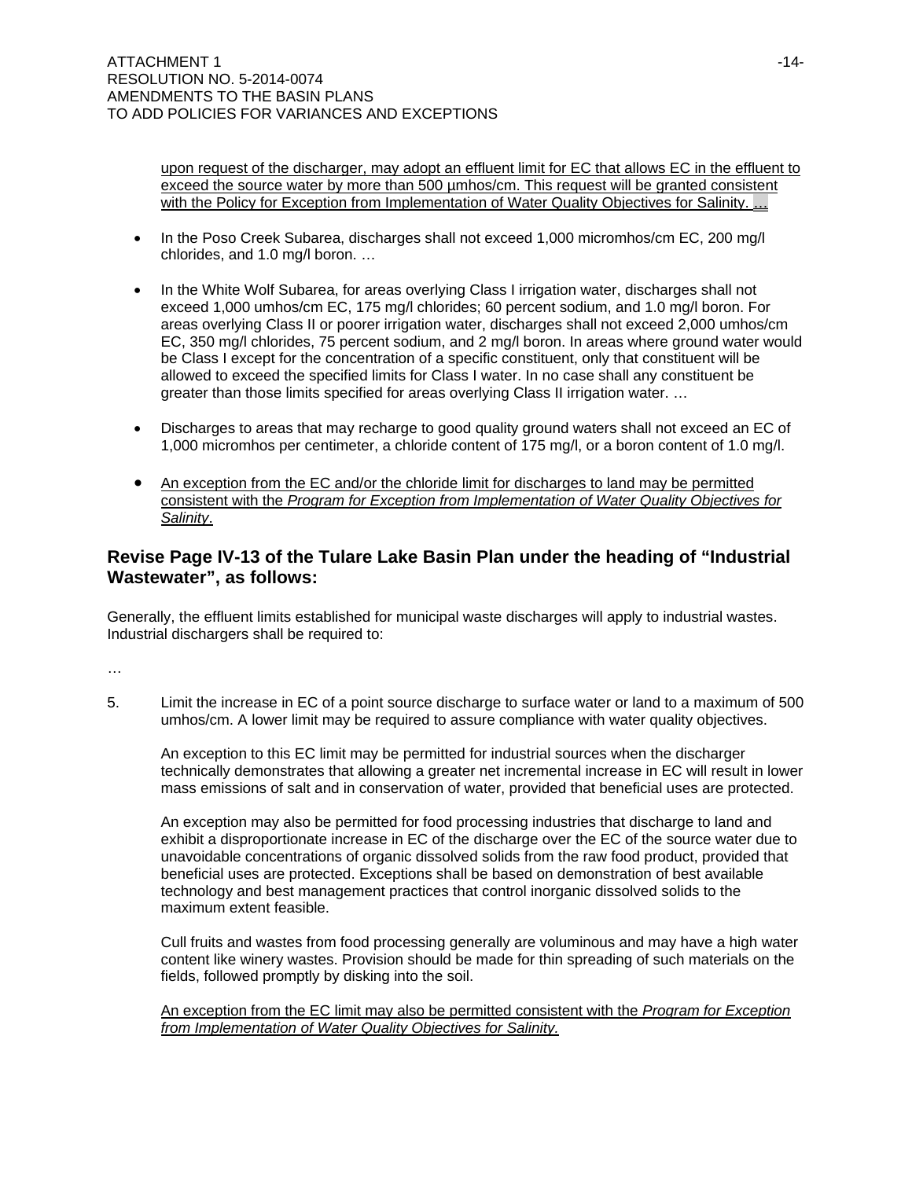upon request of the discharger, may adopt an effluent limit for EC that allows EC in the effluent to exceed the source water by more than 500 µmhos/cm. This request will be granted consistent with the Policy for Exception from Implementation of Water Quality Objectives for Salinity. …

- In the Poso Creek Subarea, discharges shall not exceed 1,000 micromhos/cm EC, 200 mg/l chlorides, and 1.0 mg/l boron. …

- In the White Wolf Subarea, for areas overlying Class I irrigation water, discharges shall not exceed 1,000 umhos/cm EC, 175 mg/l chlorides; 60 percent sodium, and 1.0 mg/l boron. For areas overlying Class II or poorer irrigation water, discharges shall not exceed 2,000 umhos/cm EC, 350 mg/l chlorides, 75 percent sodium, and 2 mg/l boron. In areas where ground water would be Class I except for the concentration of a specific constituent, only that constituent will be allowed to exceed the specified limits for Class I water. In no case shall any constituent be greater than those limits specified for areas overlying Class II irrigation water. …

- Discharges to areas that may recharge to good quality ground waters shall not exceed an EC of 1,000 micromhos per centimeter, a chloride content of 175 mg/l, or a boron content of 1.0 mg/l.

- An exception from the EC and/or the chloride limit for discharges to land may be permitted consistent with the *Program for Exception from Implementation of Water Quality Objectives for Salinity*.

## Revise Page IV-13 of the Tulare Lake Basin Plan under the heading of "Industrial Wastewater", as follows:

Generally, the effluent limits established for municipal waste discharges will apply to industrial wastes. Industrial dischargers shall be required to:

…

5. Limit the increase in EC of a point source discharge to surface water or land to a maximum of 500 umhos/cm. A lower limit may be required to assure compliance with water quality objectives.

   An exception to this EC limit may be permitted for industrial sources when the discharger technically demonstrates that allowing a greater net incremental increase in EC will result in lower mass emissions of salt and in conservation of water, provided that beneficial uses are protected.

   An exception may also be permitted for food processing industries that discharge to land and exhibit a disproportionate increase in EC of the discharge over the EC of the source water due to unavoidable concentrations of organic dissolved solids from the raw food product, provided that beneficial uses are protected. Exceptions shall be based on demonstration of best available technology and best management practices that control inorganic dissolved solids to the maximum extent feasible.

   Cull fruits and wastes from food processing generally are voluminous and may have a high water content like winery wastes. Provision should be made for thin spreading of such materials on the fields, followed promptly by disking into the soil.

   An exception from the EC limit may also be permitted consistent with the *Program for Exception from Implementation of Water Quality Objectives for Salinity.*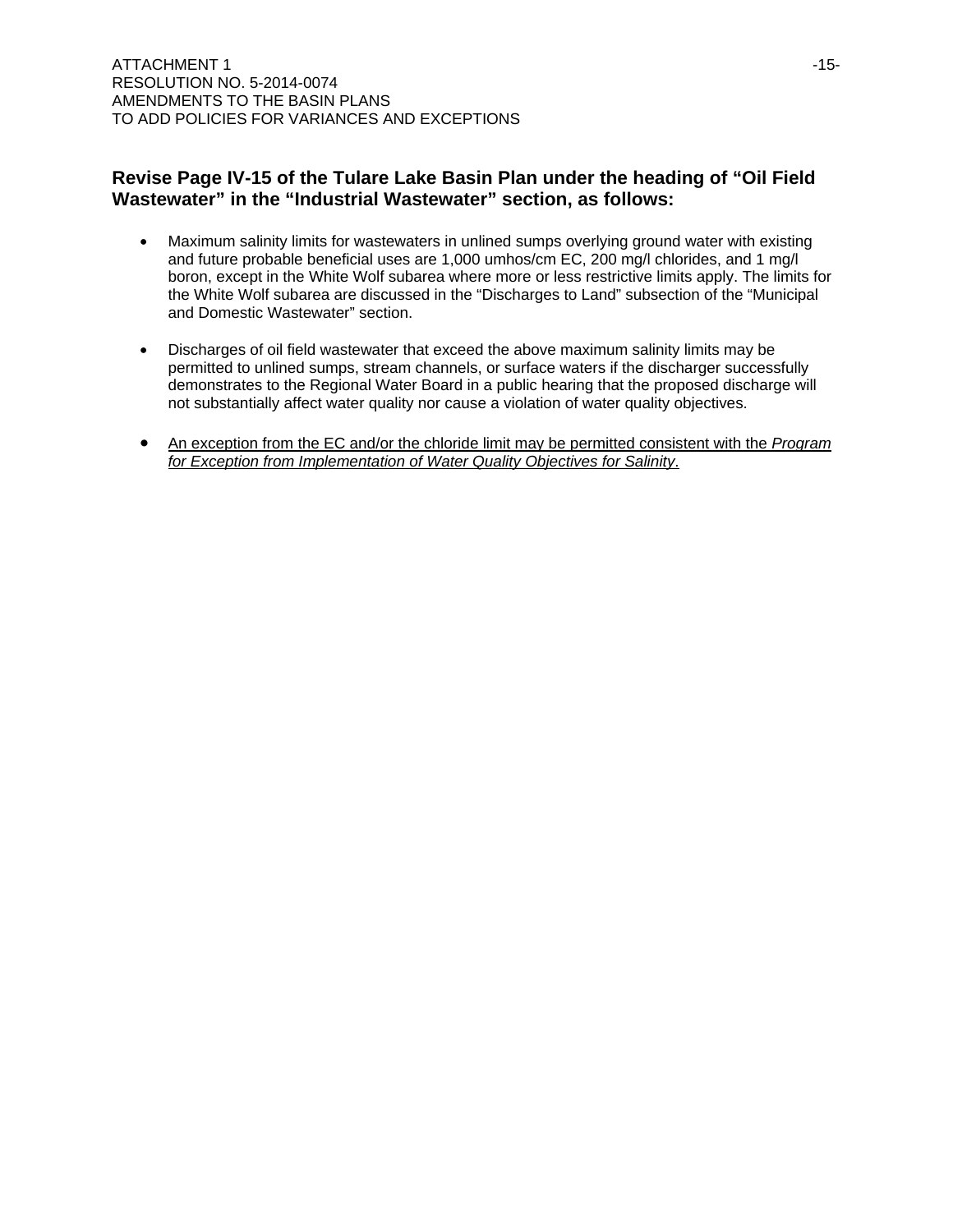**Revise Page IV-15 of the Tulare Lake Basin Plan under the heading of "Oil Field Wastewater" in the "Industrial Wastewater" section, as follows:**

- Maximum salinity limits for wastewaters in unlined sumps overlying ground water with existing and future probable beneficial uses are 1,000 umhos/cm EC, 200 mg/l chlorides, and 1 mg/l boron, except in the White Wolf subarea where more or less restrictive limits apply. The limits for the White Wolf subarea are discussed in the "Discharges to Land" subsection of the "Municipal and Domestic Wastewater" section.

- Discharges of oil field wastewater that exceed the above maximum salinity limits may be permitted to unlined sumps, stream channels, or surface waters if the discharger successfully demonstrates to the Regional Water Board in a public hearing that the proposed discharge will not substantially affect water quality nor cause a violation of water quality objectives.

- <u>An exception from the EC and/or the chloride limit may be permitted consistent with the *Program for Exception from Implementation of Water Quality Objectives for Salinity*.</u>